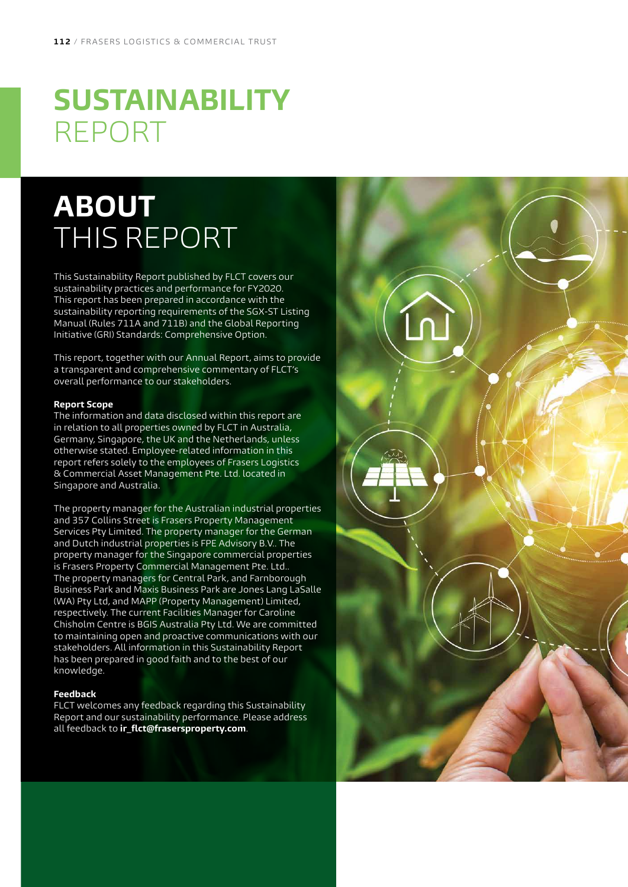# SUSTAINABILITY REPORT

## ABOUT THIS REPORT

This Sustainability Report published by FLCT covers our sustainability practices and performance for FY2020. This report has been prepared in accordance with the sustainability reporting requirements of the SGX-ST Listing Manual (Rules 711A and 711B) and the Global Reporting Initiative (GRI) Standards: Comprehensive Option.

This report, together with our Annual Report, aims to provide a transparent and comprehensive commentary of FLCT's overall performance to our stakeholders.

**Report Scope**

The information and data disclosed within this report are in relation to all properties owned by FLCT in Australia, Germany, Singapore, the UK and the Netherlands, unless otherwise stated. Employee-related information in this report refers solely to the employees of Frasers Logistics & Commercial Asset Management Pte. Ltd. located in Singapore and Australia.

The property manager for the Australian industrial properties and 357 Collins Street is Frasers Property Management Services Pty Limited. The property manager for the German and Dutch industrial properties is FPE Advisory B.V.. The property manager for the Singapore commercial properties is Frasers Property Commercial Management Pte. Ltd.. The property managers for Central Park, and Farnborough Business Park and Maxis Business Park are Jones Lang LaSalle (WA) Pty Ltd, and MAPP (Property Management) Limited, respectively. The current Facilities Manager for Caroline Chisholm Centre is BGIS Australia Pty Ltd. We are committed to maintaining open and proactive communications with our stakeholders. All information in this Sustainability Report has been prepared in good faith and to the best of our knowledge.

**Feedback**

FLCT welcomes any feedback regarding this Sustainability Report and our sustainability performance. Please address all feedback to **ir_flct@frasersproperty.com**.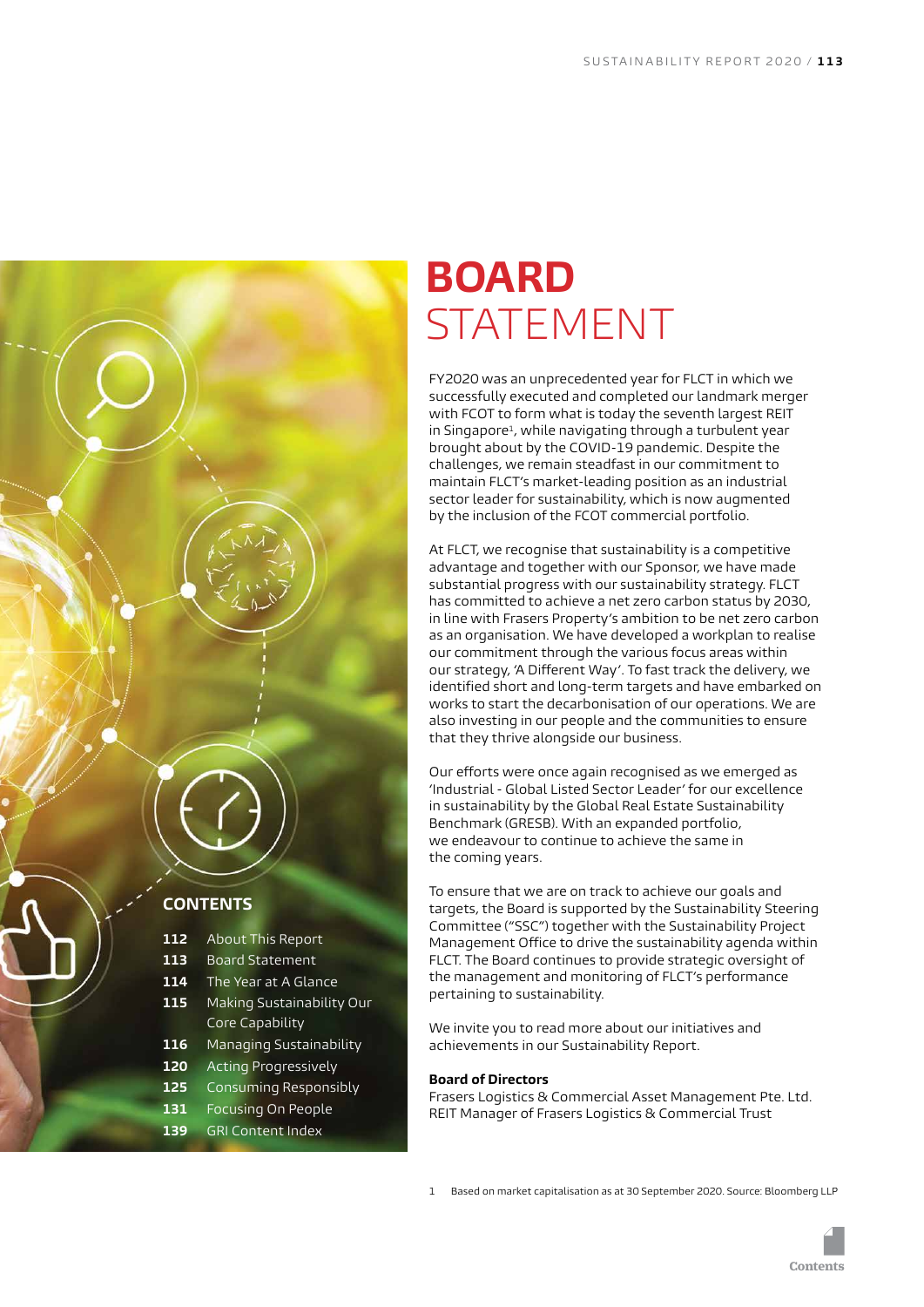## CONTENTS

| | |
|---|---|
| **112** | About This Report |
| **113** | Board Statement |
| **114** | The Year at A Glance |
| **115** | Making Sustainability Our Core Capability |
| **116** | Managing Sustainability |
| **120** | Acting Progressively |
| **125** | Consuming Responsibly |
| **131** | Focusing On People |
| **139** | GRI Content Index |

# BOARD STATEMENT

FY2020 was an unprecedented year for FLCT in which we successfully executed and completed our landmark merger with FCOT to form what is today the seventh largest REIT in Singapore[1], while navigating through a turbulent year brought about by the COVID-19 pandemic. Despite the challenges, we remain steadfast in our commitment to maintain FLCT's market-leading position as an industrial sector leader for sustainability, which is now augmented by the inclusion of the FCOT commercial portfolio.

At FLCT, we recognise that sustainability is a competitive advantage and together with our Sponsor, we have made substantial progress with our sustainability strategy. FLCT has committed to achieve a net zero carbon status by 2030, in line with Frasers Property's ambition to be net zero carbon as an organisation. We have developed a workplan to realise our commitment through the various focus areas within our strategy, 'A Different Way'. To fast track the delivery, we identified short and long-term targets and have embarked on works to start the decarbonisation of our operations. We are also investing in our people and the communities to ensure that they thrive alongside our business.

Our efforts were once again recognised as we emerged as 'Industrial - Global Listed Sector Leader' for our excellence in sustainability by the Global Real Estate Sustainability Benchmark (GRESB). With an expanded portfolio, we endeavour to continue to achieve the same in the coming years.

To ensure that we are on track to achieve our goals and targets, the Board is supported by the Sustainability Steering Committee ("SSC") together with the Sustainability Project Management Office to drive the sustainability agenda within FLCT. The Board continues to provide strategic oversight of the management and monitoring of FLCT's performance pertaining to sustainability.

We invite you to read more about our initiatives and achievements in our Sustainability Report.

**Board of Directors**
Frasers Logistics & Commercial Asset Management Pte. Ltd.
REIT Manager of Frasers Logistics & Commercial Trust

1 Based on market capitalisation as at 30 September 2020. Source: Bloomberg LLP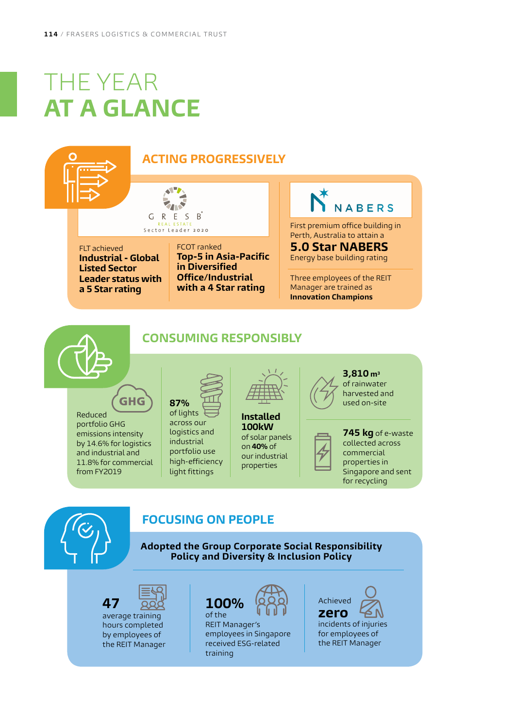# THE YEAR AT A GLANCE

## ACTING PROGRESSIVELY

GRESB REAL ESTATE Sector Leader 2020

FLT achieved **Industrial - Global Listed Sector Leader status with a 5 Star rating**

FCOT ranked **Top-5 in Asia-Pacific in Diversified Office/Industrial with a 4 Star rating**

NABERS

First premium office building in Perth, Australia to attain a **5.0 Star NABERS** Energy base building rating

Three employees of the REIT Manager are trained as **Innovation Champions**

## CONSUMING RESPONSIBLY

GHG

Reduced portfolio GHG emissions intensity by 14.6% for logistics and industrial and 11.8% for commercial from FY2019

**87%** of lights across our logistics and industrial portfolio use high-efficiency light fittings

**Installed 100kW** of solar panels on **40%** of our industrial properties

**3,810 m³** of rainwater harvested and used on-site

**745 kg** of e-waste collected across commercial properties in Singapore and sent for recycling

## FOCUSING ON PEOPLE

**Adopted the Group Corporate Social Responsibility Policy and Diversity & Inclusion Policy**

**47** average training hours completed by employees of the REIT Manager

**100%** of the REIT Manager's employees in Singapore received ESG-related training

Achieved **zero** incidents of injuries for employees of the REIT Manager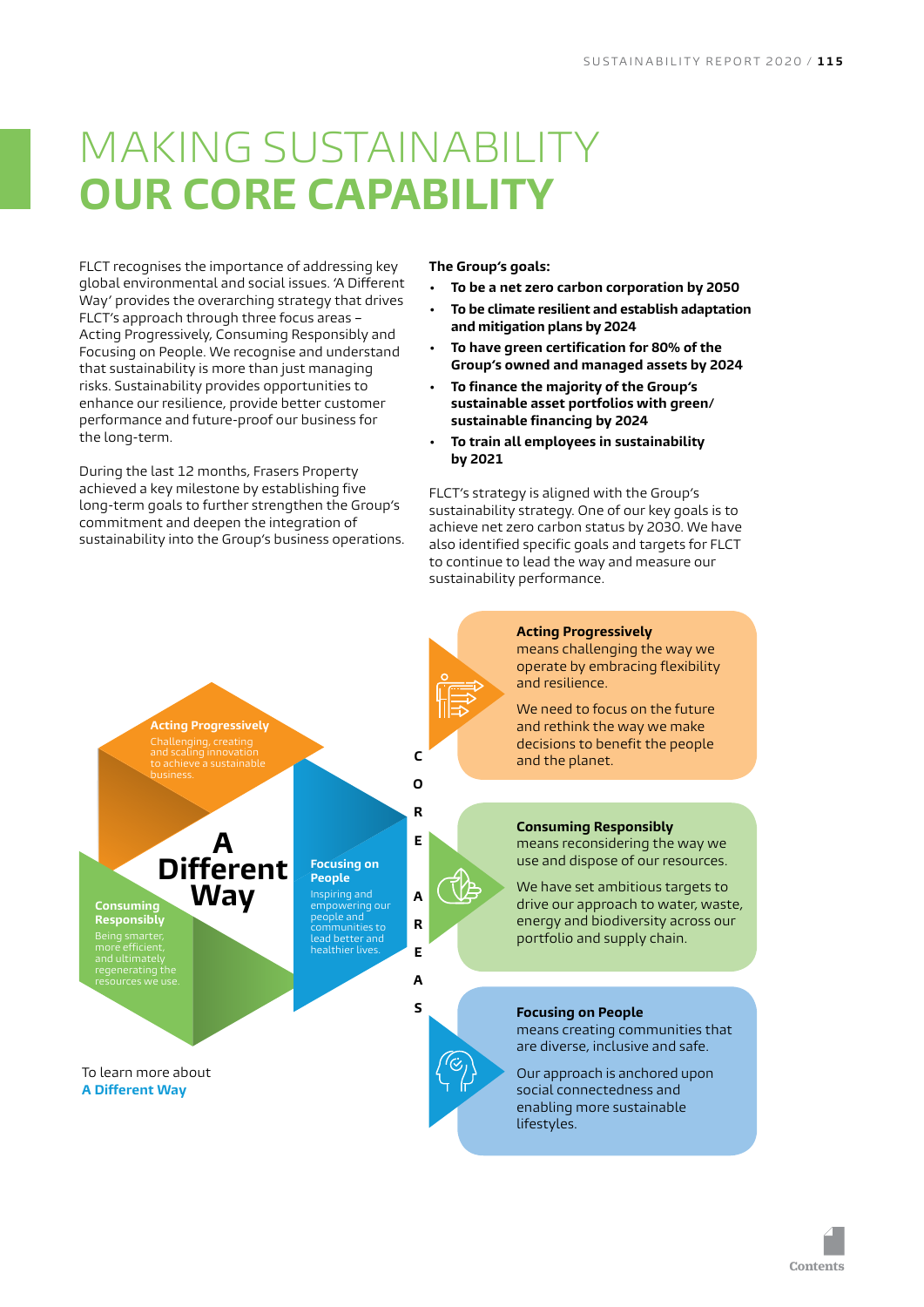# MAKING SUSTAINABILITY **OUR CORE CAPABILITY**

FLCT recognises the importance of addressing key global environmental and social issues. 'A Different Way' provides the overarching strategy that drives FLCT's approach through three focus areas – Acting Progressively, Consuming Responsibly and Focusing on People. We recognise and understand that sustainability is more than just managing risks. Sustainability provides opportunities to enhance our resilience, provide better customer performance and future-proof our business for the long-term.

During the last 12 months, Frasers Property achieved a key milestone by establishing five long-term goals to further strengthen the Group's commitment and deepen the integration of sustainability into the Group's business operations.

**The Group's goals:**

- **To be a net zero carbon corporation by 2050**
- **To be climate resilient and establish adaptation and mitigation plans by 2024**
- **To have green certification for 80% of the Group's owned and managed assets by 2024**
- **To finance the majority of the Group's sustainable asset portfolios with green/ sustainable financing by 2024**
- **To train all employees in sustainability by 2021**

FLCT's strategy is aligned with the Group's sustainability strategy. One of our key goals is to achieve net zero carbon status by 2030. We have also identified specific goals and targets for FLCT to continue to lead the way and measure our sustainability performance.

**A Different Way**

**Acting Progressively**
Challenging, creating and scaling innovation to achieve a sustainable business.

**Consuming Responsibly**
Being smarter, more efficient, and ultimately regenerating the resources we use.

**Focusing on People**
Inspiring and empowering our people and communities to lead better and healthier lives.

To learn more about **A Different Way**

**CORE AREAS**

**Acting Progressively** means challenging the way we operate by embracing flexibility and resilience.

We need to focus on the future and rethink the way we make decisions to benefit the people and the planet.

**Consuming Responsibly** means reconsidering the way we use and dispose of our resources.

We have set ambitious targets to drive our approach to water, waste, energy and biodiversity across our portfolio and supply chain.

**Focusing on People** means creating communities that are diverse, inclusive and safe.

Our approach is anchored upon social connectedness and enabling more sustainable lifestyles.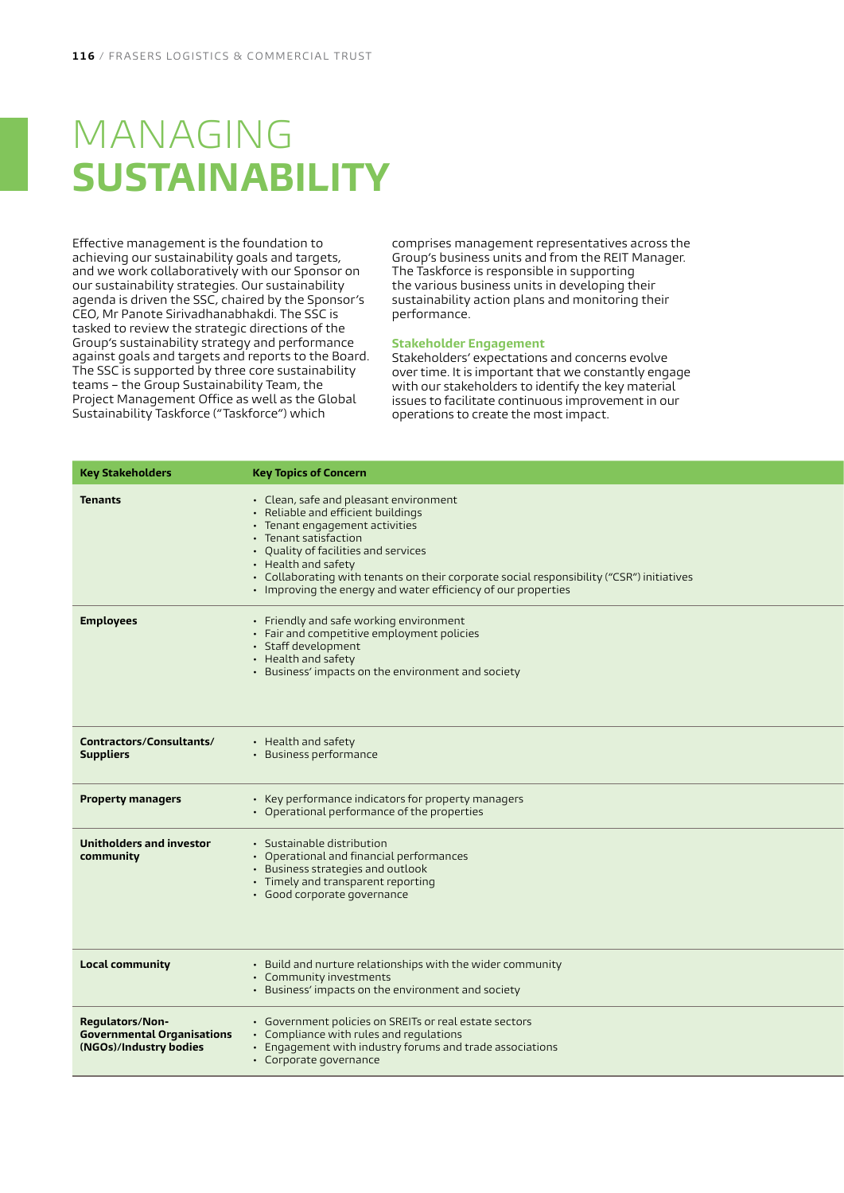# MANAGING **SUSTAINABILITY**

Effective management is the foundation to achieving our sustainability goals and targets, and we work collaboratively with our Sponsor on our sustainability strategies. Our sustainability agenda is driven the SSC, chaired by the Sponsor's CEO, Mr Panote Sirivadhanabhakdi. The SSC is tasked to review the strategic directions of the Group's sustainability strategy and performance against goals and targets and reports to the Board. The SSC is supported by three core sustainability teams – the Group Sustainability Team, the Project Management Office as well as the Global Sustainability Taskforce ("Taskforce") which comprises management representatives across the Group's business units and from the REIT Manager. The Taskforce is responsible in supporting the various business units in developing their sustainability action plans and monitoring their performance.

### Stakeholder Engagement

Stakeholders' expectations and concerns evolve over time. It is important that we constantly engage with our stakeholders to identify the key material issues to facilitate continuous improvement in our operations to create the most impact.

| Key Stakeholders | Key Topics of Concern |
|---|---|
| **Tenants** | • Clean, safe and pleasant environment<br>• Reliable and efficient buildings<br>• Tenant engagement activities<br>• Tenant satisfaction<br>• Quality of facilities and services<br>• Health and safety<br>• Collaborating with tenants on their corporate social responsibility ("CSR") initiatives<br>• Improving the energy and water efficiency of our properties |
| **Employees** | • Friendly and safe working environment<br>• Fair and competitive employment policies<br>• Staff development<br>• Health and safety<br>• Business' impacts on the environment and society |
| **Contractors/Consultants/ Suppliers** | • Health and safety<br>• Business performance |
| **Property managers** | • Key performance indicators for property managers<br>• Operational performance of the properties |
| **Unitholders and investor community** | • Sustainable distribution<br>• Operational and financial performances<br>• Business strategies and outlook<br>• Timely and transparent reporting<br>• Good corporate governance |
| **Local community** | • Build and nurture relationships with the wider community<br>• Community investments<br>• Business' impacts on the environment and society |
| **Regulators/Non-Governmental Organisations (NGOs)/Industry bodies** | • Government policies on SREITs or real estate sectors<br>• Compliance with rules and regulations<br>• Engagement with industry forums and trade associations<br>• Corporate governance |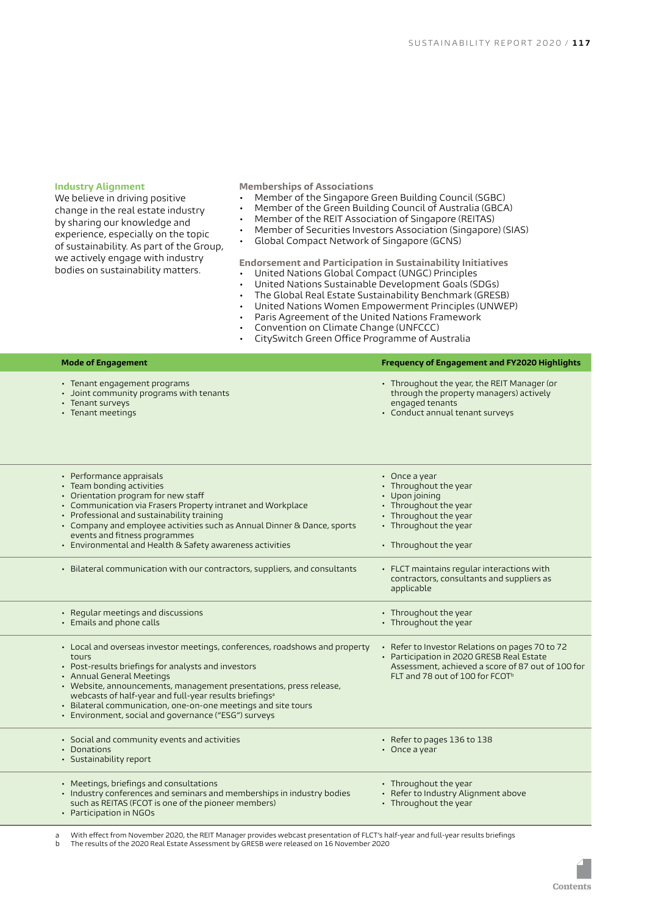**Industry Alignment**

We believe in driving positive change in the real estate industry by sharing our knowledge and experience, especially on the topic of sustainability. As part of the Group, we actively engage with industry bodies on sustainability matters.

**Memberships of Associations**

- Member of the Singapore Green Building Council (SGBC)
- Member of the Green Building Council of Australia (GBCA)
- Member of the REIT Association of Singapore (REITAS)
- Member of Securities Investors Association (Singapore) (SIAS)
- Global Compact Network of Singapore (GCNS)

**Endorsement and Participation in Sustainability Initiatives**

- United Nations Global Compact (UNGC) Principles
- United Nations Sustainable Development Goals (SDGs)
- The Global Real Estate Sustainability Benchmark (GRESB)
- United Nations Women Empowerment Principles (UNWEP)
- Paris Agreement of the United Nations Framework
- Convention on Climate Change (UNFCCC)
- CitySwitch Green Office Programme of Australia

| Mode of Engagement | Frequency of Engagement and FY2020 Highlights |
|---|---|
| • Tenant engagement programs<br>• Joint community programs with tenants<br>• Tenant surveys<br>• Tenant meetings | • Throughout the year, the REIT Manager (or through the property managers) actively engaged tenants<br>• Conduct annual tenant surveys |
| • Performance appraisals<br>• Team bonding activities<br>• Orientation program for new staff<br>• Communication via Frasers Property intranet and Workplace<br>• Professional and sustainability training<br>• Company and employee activities such as Annual Dinner & Dance, sports events and fitness programmes<br>• Environmental and Health & Safety awareness activities | • Once a year<br>• Throughout the year<br>• Upon joining<br>• Throughout the year<br>• Throughout the year<br>• Throughout the year<br>• Throughout the year |
| • Bilateral communication with our contractors, suppliers, and consultants | • FLCT maintains regular interactions with contractors, consultants and suppliers as applicable |
| • Regular meetings and discussions<br>• Emails and phone calls | • Throughout the year<br>• Throughout the year |
| • Local and overseas investor meetings, conferences, roadshows and property tours<br>• Post-results briefings for analysts and investors<br>• Annual General Meetings<br>• Website, announcements, management presentations, press release, webcasts of half-year and full-year results briefings[a]<br>• Bilateral communication, one-on-one meetings and site tours<br>• Environment, social and governance ("ESG") surveys | • Refer to Investor Relations on pages 70 to 72<br>• Participation in 2020 GRESB Real Estate Assessment, achieved a score of 87 out of 100 for FLT and 78 out of 100 for FCOT[b] |
| • Social and community events and activities<br>• Donations<br>• Sustainability report | • Refer to pages 136 to 138<br>• Once a year |
| • Meetings, briefings and consultations<br>• Industry conferences and seminars and memberships in industry bodies such as REITAS (FCOT is one of the pioneer members)<br>• Participation in NGOs | • Throughout the year<br>• Refer to Industry Alignment above<br>• Throughout the year |

a With effect from November 2020, the REIT Manager provides webcast presentation of FLCT's half-year and full-year results briefings

b The results of the 2020 Real Estate Assessment by GRESB were released on 16 November 2020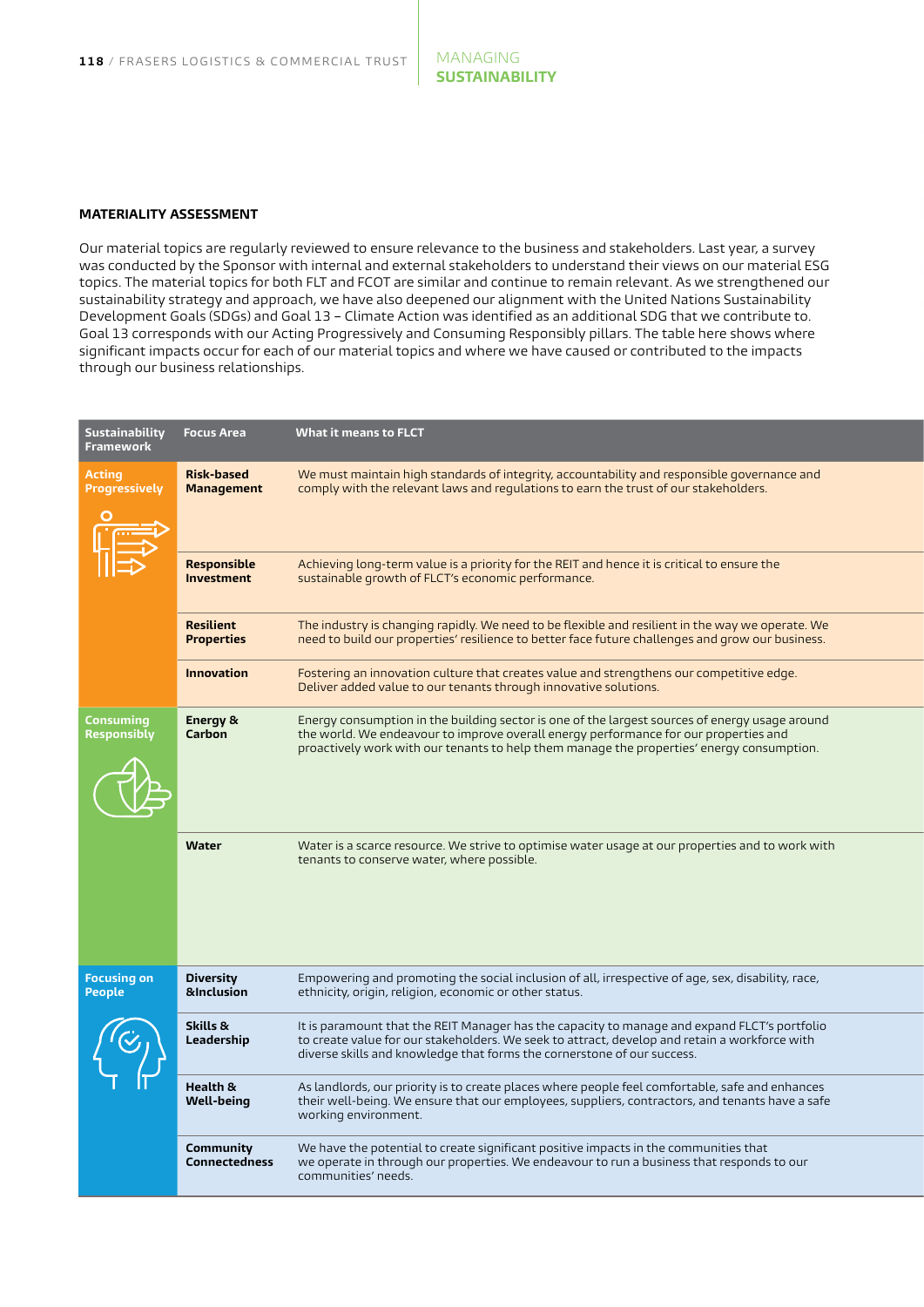## MATERIALITY ASSESSMENT

Our material topics are regularly reviewed to ensure relevance to the business and stakeholders. Last year, a survey was conducted by the Sponsor with internal and external stakeholders to understand their views on our material ESG topics. The material topics for both FLT and FCOT are similar and continue to remain relevant. As we strengthened our sustainability strategy and approach, we have also deepened our alignment with the United Nations Sustainability Development Goals (SDGs) and Goal 13 – Climate Action was identified as an additional SDG that we contribute to. Goal 13 corresponds with our Acting Progressively and Consuming Responsibly pillars. The table here shows where significant impacts occur for each of our material topics and where we have caused or contributed to the impacts through our business relationships.

| Sustainability Framework | Focus Area | What it means to FLCT |
|---|---|---|
| **Acting Progressively** | **Risk-based Management** | We must maintain high standards of integrity, accountability and responsible governance and comply with the relevant laws and regulations to earn the trust of our stakeholders. |
| | **Responsible Investment** | Achieving long-term value is a priority for the REIT and hence it is critical to ensure the sustainable growth of FLCT's economic performance. |
| | **Resilient Properties** | The industry is changing rapidly. We need to be flexible and resilient in the way we operate. We need to build our properties' resilience to better face future challenges and grow our business. |
| | **Innovation** | Fostering an innovation culture that creates value and strengthens our competitive edge. Deliver added value to our tenants through innovative solutions. |
| **Consuming Responsibly** | **Energy & Carbon** | Energy consumption in the building sector is one of the largest sources of energy usage around the world. We endeavour to improve overall energy performance for our properties and proactively work with our tenants to help them manage the properties' energy consumption. |
| | **Water** | Water is a scarce resource. We strive to optimise water usage at our properties and to work with tenants to conserve water, where possible. |
| **Focusing on People** | **Diversity &Inclusion** | Empowering and promoting the social inclusion of all, irrespective of age, sex, disability, race, ethnicity, origin, religion, economic or other status. |
| | **Skills & Leadership** | It is paramount that the REIT Manager has the capacity to manage and expand FLCT's portfolio to create value for our stakeholders. We seek to attract, develop and retain a workforce with diverse skills and knowledge that forms the cornerstone of our success. |
| | **Health & Well-being** | As landlords, our priority is to create places where people feel comfortable, safe and enhances their well-being. We ensure that our employees, suppliers, contractors, and tenants have a safe working environment. |
| | **Community Connectedness** | We have the potential to create significant positive impacts in the communities that we operate in through our properties. We endeavour to run a business that responds to our communities' needs. |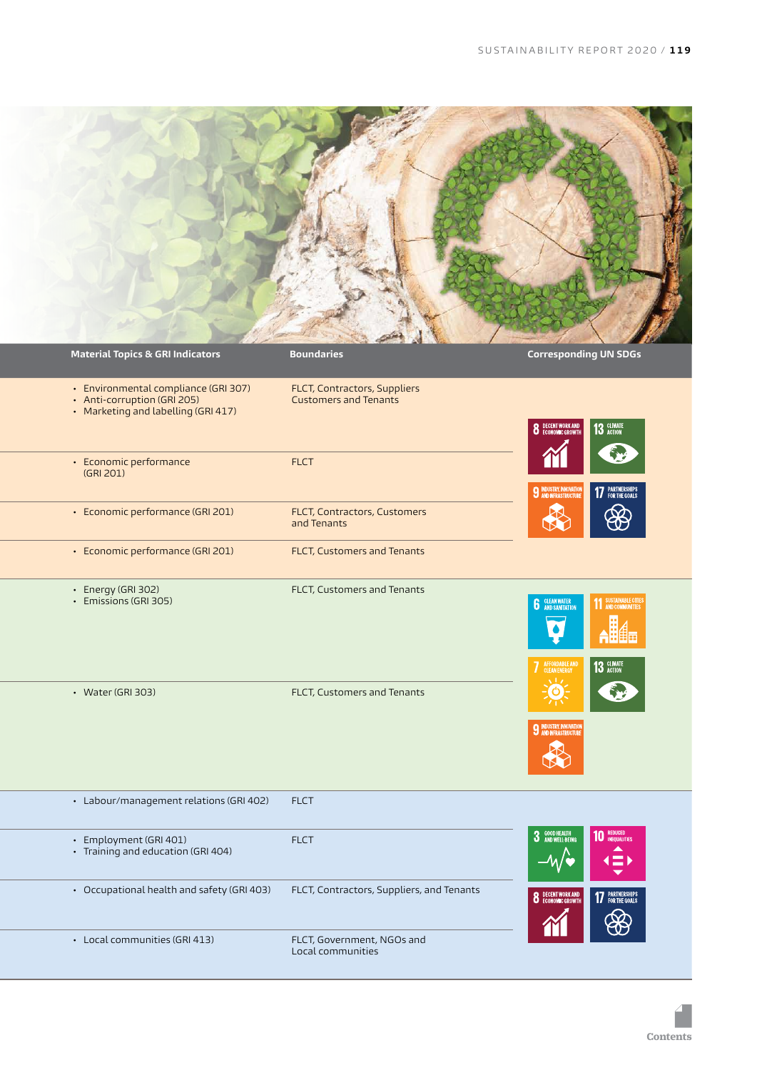| Material Topics & GRI Indicators | Boundaries | Corresponding UN SDGs |
|---|---|---|
| • Environmental compliance (GRI 307)<br>• Anti-corruption (GRI 205)<br>• Marketing and labelling (GRI 417) | FLCT, Contractors, Suppliers Customers and Tenants | 8 Decent Work and Economic Growth; 13 Climate Action; 9 Industry, Innovation and Infrastructure; 17 Partnerships for the Goals |
| • Economic performance (GRI 201) | FLCT | |
| • Economic performance (GRI 201) | FLCT, Contractors, Customers and Tenants | |
| • Economic performance (GRI 201) | FLCT, Customers and Tenants | |
| • Energy (GRI 302)<br>• Emissions (GRI 305) | FLCT, Customers and Tenants | 6 Clean Water and Sanitation; 11 Sustainable Cities and Communities; 7 Affordable and Clean Energy; 13 Climate Action; 9 Industry, Innovation and Infrastructure |
| • Water (GRI 303) | FLCT, Customers and Tenants | |
| • Labour/management relations (GRI 402) | FLCT | 3 Good Health and Well-Being; 10 Reduced Inequalities; 8 Decent Work and Economic Growth; 17 Partnerships for the Goals |
| • Employment (GRI 401)<br>• Training and education (GRI 404) | FLCT | |
| • Occupational health and safety (GRI 403) | FLCT, Contractors, Suppliers, and Tenants | |
| • Local communities (GRI 413) | FLCT, Government, NGOs and Local communities | |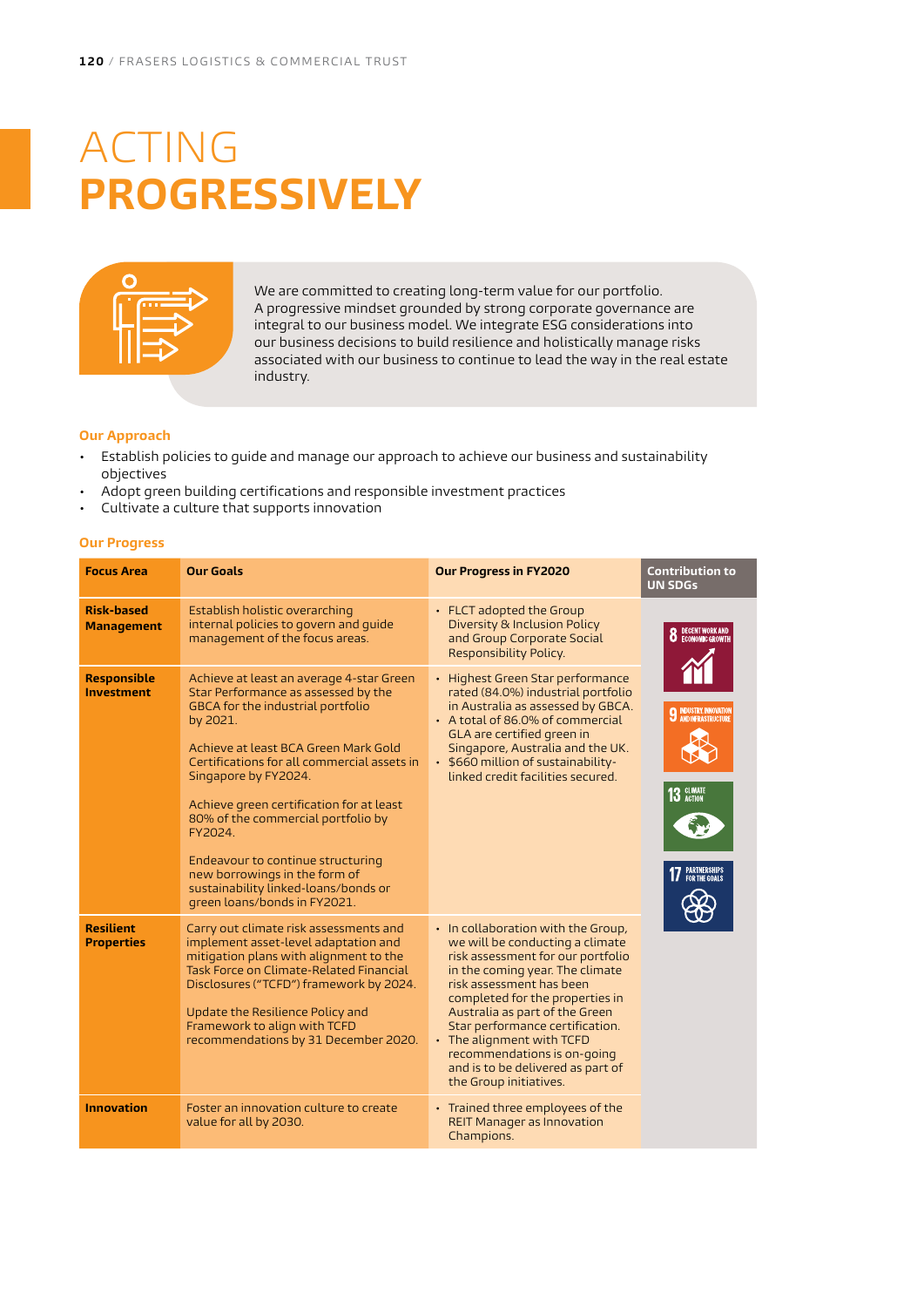# ACTING PROGRESSIVELY

We are committed to creating long-term value for our portfolio. A progressive mindset grounded by strong corporate governance are integral to our business model. We integrate ESG considerations into our business decisions to build resilience and holistically manage risks associated with our business to continue to lead the way in the real estate industry.

### Our Approach

- Establish policies to guide and manage our approach to achieve our business and sustainability objectives
- Adopt green building certifications and responsible investment practices
- Cultivate a culture that supports innovation

### Our Progress

| Focus Area | Our Goals | Our Progress in FY2020 | Contribution to UN SDGs |
|---|---|---|---|
| **Risk-based Management** | Establish holistic overarching internal policies to govern and guide management of the focus areas. | • FLCT adopted the Group Diversity & Inclusion Policy and Group Corporate Social Responsibility Policy. | 8 DECENT WORK AND ECONOMIC GROWTH; 9 INDUSTRY, INNOVATION AND INFRASTRUCTURE; 13 CLIMATE ACTION; 17 PARTNERSHIPS FOR THE GOALS |
| **Responsible Investment** | Achieve at least an average 4-star Green Star Performance as assessed by the GBCA for the industrial portfolio by 2021.<br><br>Achieve at least BCA Green Mark Gold Certifications for all commercial assets in Singapore by FY2024.<br><br>Achieve green certification for at least 80% of the commercial portfolio by FY2024.<br><br>Endeavour to continue structuring new borrowings in the form of sustainability linked-loans/bonds or green loans/bonds in FY2021. | • Highest Green Star performance rated (84.0%) industrial portfolio in Australia as assessed by GBCA.<br>• A total of 86.0% of commercial GLA are certified green in Singapore, Australia and the UK.<br>• $660 million of sustainability-linked credit facilities secured. | |
| **Resilient Properties** | Carry out climate risk assessments and implement asset-level adaptation and mitigation plans with alignment to the Task Force on Climate-Related Financial Disclosures ("TCFD") framework by 2024.<br><br>Update the Resilience Policy and Framework to align with TCFD recommendations by 31 December 2020. | • In collaboration with the Group, we will be conducting a climate risk assessment for our portfolio in the coming year. The climate risk assessment has been completed for the properties in Australia as part of the Green Star performance certification.<br>• The alignment with TCFD recommendations is on-going and is to be delivered as part of the Group initiatives. | |
| **Innovation** | Foster an innovation culture to create value for all by 2030. | • Trained three employees of the REIT Manager as Innovation Champions. | |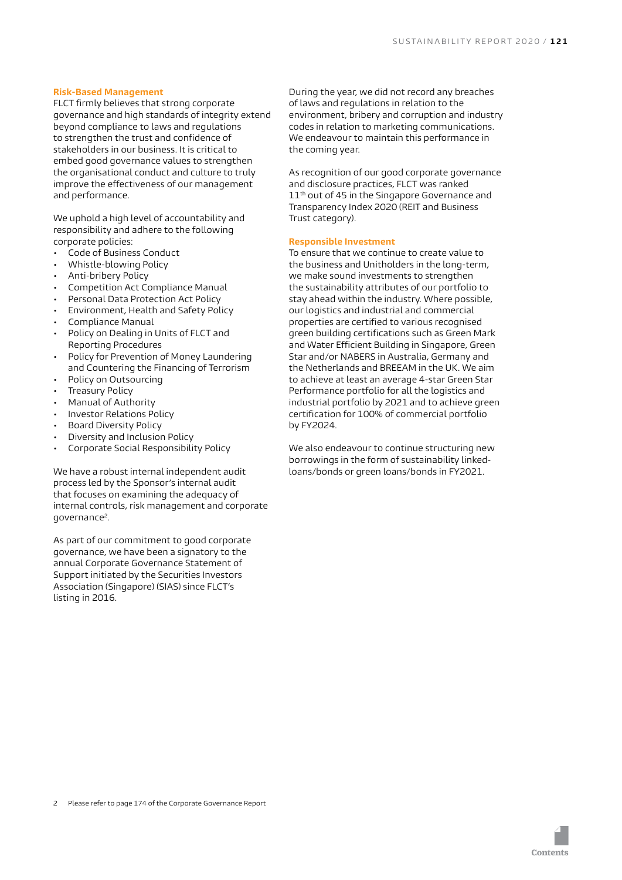### Risk-Based Management

FLCT firmly believes that strong corporate governance and high standards of integrity extend beyond compliance to laws and regulations to strengthen the trust and confidence of stakeholders in our business. It is critical to embed good governance values to strengthen the organisational conduct and culture to truly improve the effectiveness of our management and performance.

We uphold a high level of accountability and responsibility and adhere to the following corporate policies:

- Code of Business Conduct
- Whistle-blowing Policy
- Anti-bribery Policy
- Competition Act Compliance Manual
- Personal Data Protection Act Policy
- Environment, Health and Safety Policy
- Compliance Manual
- Policy on Dealing in Units of FLCT and Reporting Procedures
- Policy for Prevention of Money Laundering and Countering the Financing of Terrorism
- Policy on Outsourcing
- Treasury Policy
- Manual of Authority
- Investor Relations Policy
- Board Diversity Policy
- Diversity and Inclusion Policy
- Corporate Social Responsibility Policy

We have a robust internal independent audit process led by the Sponsor's internal audit that focuses on examining the adequacy of internal controls, risk management and corporate governance[2].

As part of our commitment to good corporate governance, we have been a signatory to the annual Corporate Governance Statement of Support initiated by the Securities Investors Association (Singapore) (SIAS) since FLCT's listing in 2016.

During the year, we did not record any breaches of laws and regulations in relation to the environment, bribery and corruption and industry codes in relation to marketing communications. We endeavour to maintain this performance in the coming year.

As recognition of our good corporate governance and disclosure practices, FLCT was ranked 11th out of 45 in the Singapore Governance and Transparency Index 2020 (REIT and Business Trust category).

### Responsible Investment

To ensure that we continue to create value to the business and Unitholders in the long-term, we make sound investments to strengthen the sustainability attributes of our portfolio to stay ahead within the industry. Where possible, our logistics and industrial and commercial properties are certified to various recognised green building certifications such as Green Mark and Water Efficient Building in Singapore, Green Star and/or NABERS in Australia, Germany and the Netherlands and BREEAM in the UK. We aim to achieve at least an average 4-star Green Star Performance portfolio for all the logistics and industrial portfolio by 2021 and to achieve green certification for 100% of commercial portfolio by FY2024.

We also endeavour to continue structuring new borrowings in the form of sustainability linked-loans/bonds or green loans/bonds in FY2021.

2 Please refer to page 174 of the Corporate Governance Report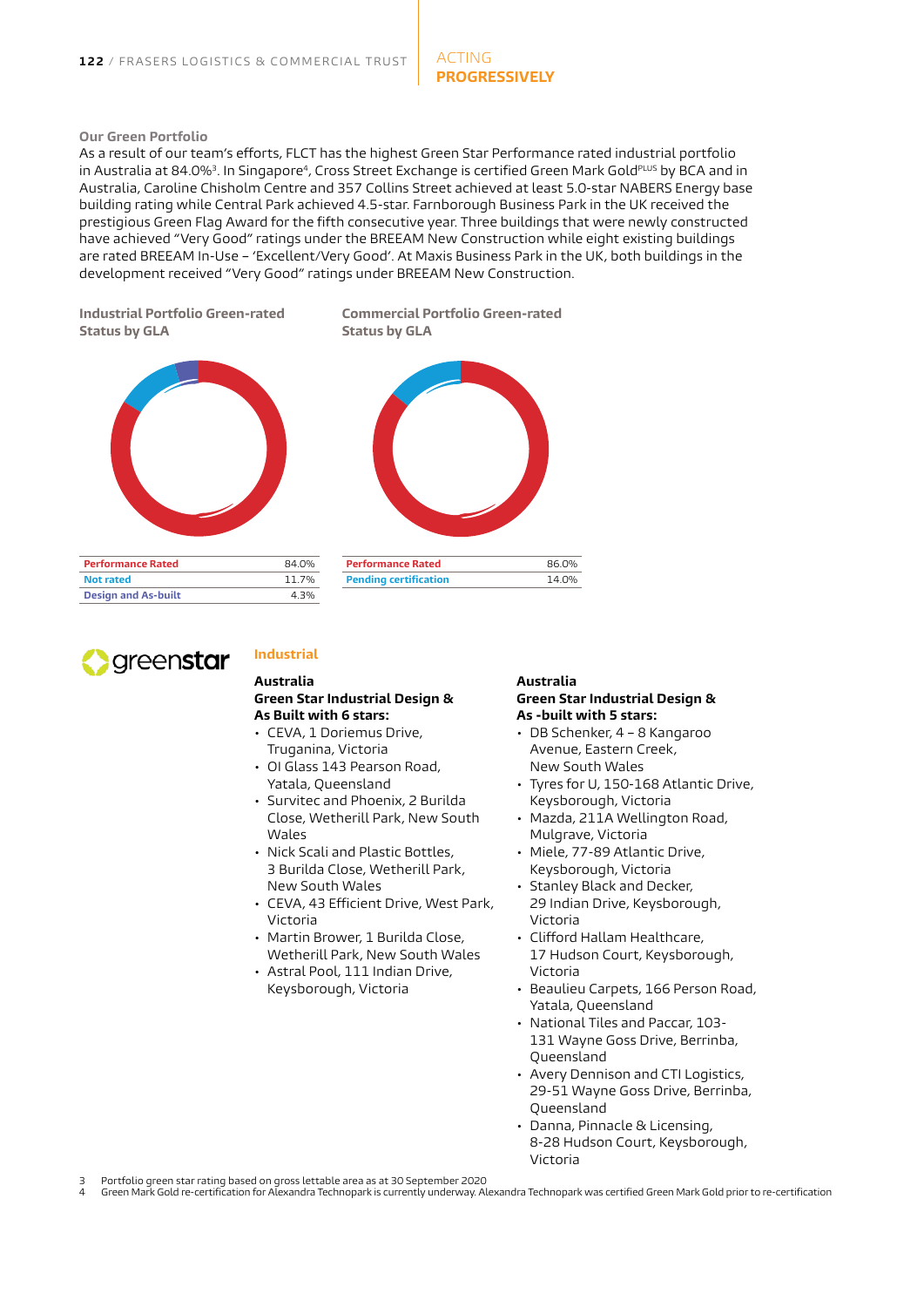## Our Green Portfolio

As a result of our team's efforts, FLCT has the highest Green Star Performance rated industrial portfolio in Australia at 84.0%[3]. In Singapore[4], Cross Street Exchange is certified Green Mark Gold[PLUS] by BCA and in Australia, Caroline Chisholm Centre and 357 Collins Street achieved at least 5.0-star NABERS Energy base building rating while Central Park achieved 4.5-star. Farnborough Business Park in the UK received the prestigious Green Flag Award for the fifth consecutive year. Three buildings that were newly constructed have achieved "Very Good" ratings under the BREEAM New Construction while eight existing buildings are rated BREEAM In-Use – 'Excellent/Very Good'. At Maxis Business Park in the UK, both buildings in the development received "Very Good" ratings under BREEAM New Construction.

### Industrial Portfolio Green-rated Status by GLA

| | |
|---|---|
| Performance Rated | 84.0% |
| Not rated | 11.7% |
| Design and As-built | 4.3% |

### Commercial Portfolio Green-rated Status by GLA

| | |
|---|---|
| Performance Rated | 86.0% |
| Pending certification | 14.0% |

greenstar

### Industrial

**Australia**
**Green Star Industrial Design & As Built with 6 stars:**

- CEVA, 1 Doriemus Drive, Truganina, Victoria
- OI Glass 143 Pearson Road, Yatala, Queensland
- Survitec and Phoenix, 2 Burilda Close, Wetherill Park, New South Wales
- Nick Scali and Plastic Bottles, 3 Burilda Close, Wetherill Park, New South Wales
- CEVA, 43 Efficient Drive, West Park, Victoria
- Martin Brower, 1 Burilda Close, Wetherill Park, New South Wales
- Astral Pool, 111 Indian Drive, Keysborough, Victoria

**Australia**
**Green Star Industrial Design & As -built with 5 stars:**

- DB Schenker, 4 – 8 Kangaroo Avenue, Eastern Creek, New South Wales
- Tyres for U, 150-168 Atlantic Drive, Keysborough, Victoria
- Mazda, 211A Wellington Road, Mulgrave, Victoria
- Miele, 77-89 Atlantic Drive, Keysborough, Victoria
- Stanley Black and Decker, 29 Indian Drive, Keysborough, Victoria
- Clifford Hallam Healthcare, 17 Hudson Court, Keysborough, Victoria
- Beaulieu Carpets, 166 Person Road, Yatala, Queensland
- National Tiles and Paccar, 103-131 Wayne Goss Drive, Berrinba, Queensland
- Avery Dennison and CTI Logistics, 29-51 Wayne Goss Drive, Berrinba, Queensland
- Danna, Pinnacle & Licensing, 8-28 Hudson Court, Keysborough, Victoria

3 Portfolio green star rating based on gross lettable area as at 30 September 2020
4 Green Mark Gold re-certification for Alexandra Technopark is currently underway. Alexandra Technopark was certified Green Mark Gold prior to re-certification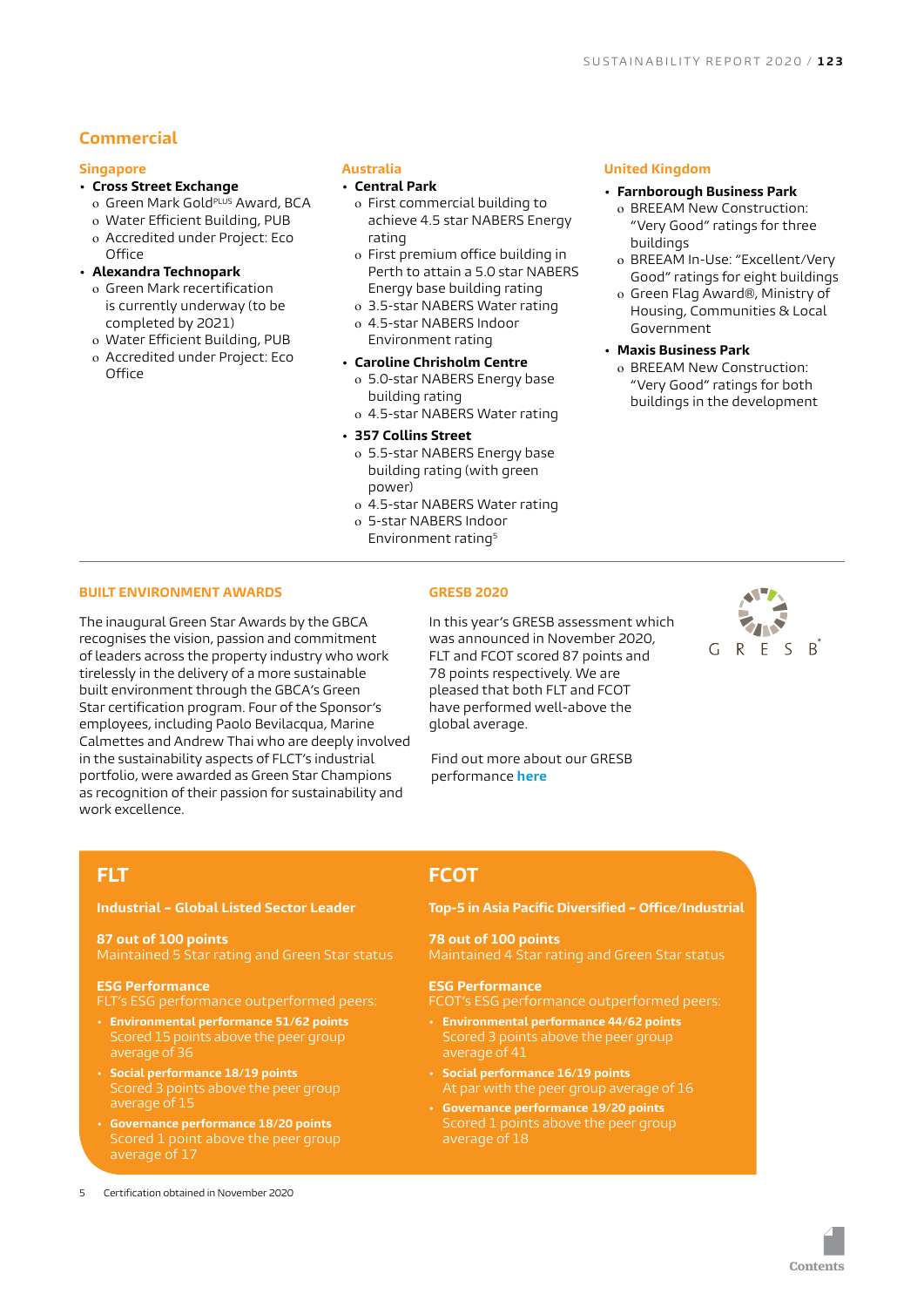## Commercial

### Singapore

- **Cross Street Exchange**
  - Green Mark Gold[PLUS] Award, BCA
  - Water Efficient Building, PUB
  - Accredited under Project: Eco Office
- **Alexandra Technopark**
  - Green Mark recertification is currently underway (to be completed by 2021)
  - Water Efficient Building, PUB
  - Accredited under Project: Eco Office

### Australia

- **Central Park**
  - First commercial building to achieve 4.5 star NABERS Energy rating
  - First premium office building in Perth to attain a 5.0 star NABERS Energy base building rating
  - 3.5-star NABERS Water rating
  - 4.5-star NABERS Indoor Environment rating
- **Caroline Chrisholm Centre**
  - 5.0-star NABERS Energy base building rating
  - 4.5-star NABERS Water rating
- **357 Collins Street**
  - 5.5-star NABERS Energy base building rating (with green power)
  - 4.5-star NABERS Water rating
  - 5-star NABERS Indoor Environment rating[5]

### United Kingdom

- **Farnborough Business Park**
  - BREEAM New Construction: "Very Good" ratings for three buildings
  - BREEAM In-Use: "Excellent/Very Good" ratings for eight buildings
  - Green Flag Award®, Ministry of Housing, Communities & Local Government
- **Maxis Business Park**
  - BREEAM New Construction: "Very Good" ratings for both buildings in the development

## BUILT ENVIRONMENT AWARDS

The inaugural Green Star Awards by the GBCA recognises the vision, passion and commitment of leaders across the property industry who work tirelessly in the delivery of a more sustainable built environment through the GBCA's Green Star certification program. Four of the Sponsor's employees, including Paolo Bevilacqua, Marine Calmettes and Andrew Thai who are deeply involved in the sustainability aspects of FLCT's industrial portfolio, were awarded as Green Star Champions as recognition of their passion for sustainability and work excellence.

## GRESB 2020

In this year's GRESB assessment which was announced in November 2020, FLT and FCOT scored 87 points and 78 points respectively. We are pleased that both FLT and FCOT have performed well-above the global average.

Find out more about our GRESB performance **here**

### FLT

**Industrial – Global Listed Sector Leader**

**87 out of 100 points**
Maintained 5 Star rating and Green Star status

**ESG Performance**
FLT's ESG performance outperformed peers:

- **Environmental performance 51/62 points**
  Scored 15 points above the peer group average of 36
- **Social performance 18/19 points**
  Scored 3 points above the peer group average of 15
- **Governance performance 18/20 points**
  Scored 1 point above the peer group average of 17

### FCOT

**Top-5 in Asia Pacific Diversified – Office/Industrial**

**78 out of 100 points**
Maintained 4 Star rating and Green Star status

**ESG Performance**
FCOT's ESG performance outperformed peers:

- **Environmental performance 44/62 points**
  Scored 3 points above the peer group average of 41
- **Social performance 16/19 points**
  At par with the peer group average of 16
- **Governance performance 19/20 points**
  Scored 1 points above the peer group average of 18

5 Certification obtained in November 2020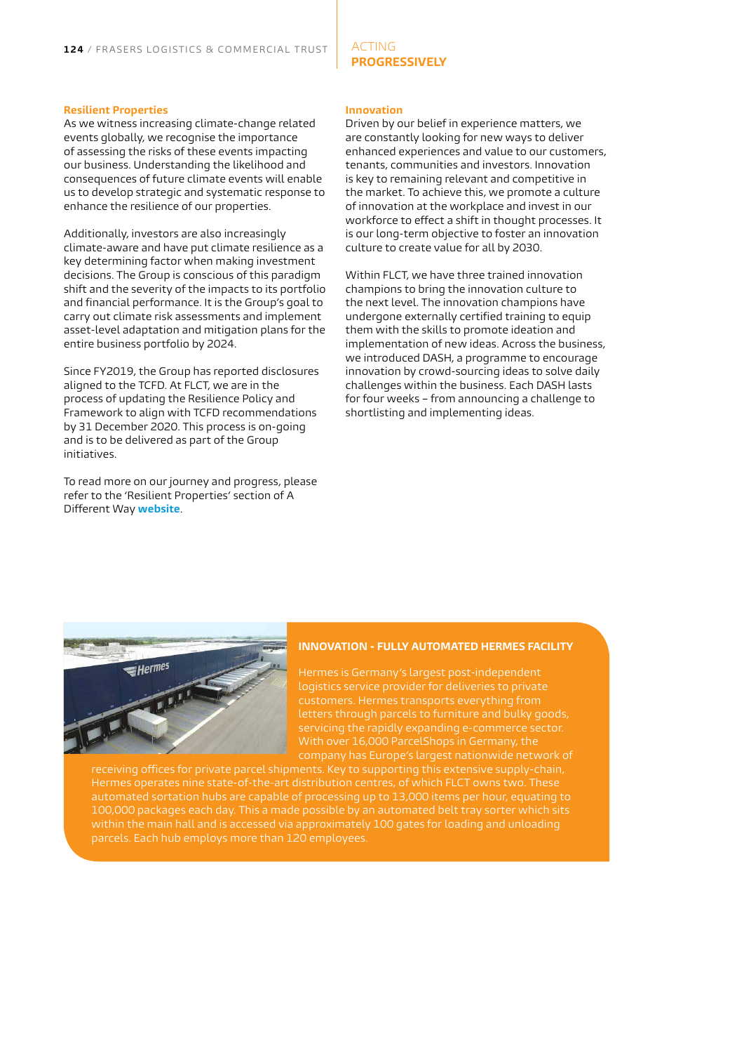### Resilient Properties

As we witness increasing climate-change related events globally, we recognise the importance of assessing the risks of these events impacting our business. Understanding the likelihood and consequences of future climate events will enable us to develop strategic and systematic response to enhance the resilience of our properties.

Additionally, investors are also increasingly climate-aware and have put climate resilience as a key determining factor when making investment decisions. The Group is conscious of this paradigm shift and the severity of the impacts to its portfolio and financial performance. It is the Group's goal to carry out climate risk assessments and implement asset-level adaptation and mitigation plans for the entire business portfolio by 2024.

Since FY2019, the Group has reported disclosures aligned to the TCFD. At FLCT, we are in the process of updating the Resilience Policy and Framework to align with TCFD recommendations by 31 December 2020. This process is on-going and is to be delivered as part of the Group initiatives.

To read more on our journey and progress, please refer to the 'Resilient Properties' section of A Different Way **website**.

### Innovation

Driven by our belief in experience matters, we are constantly looking for new ways to deliver enhanced experiences and value to our customers, tenants, communities and investors. Innovation is key to remaining relevant and competitive in the market. To achieve this, we promote a culture of innovation at the workplace and invest in our workforce to effect a shift in thought processes. It is our long-term objective to foster an innovation culture to create value for all by 2030.

Within FLCT, we have three trained innovation champions to bring the innovation culture to the next level. The innovation champions have undergone externally certified training to equip them with the skills to promote ideation and implementation of new ideas. Across the business, we introduced DASH, a programme to encourage innovation by crowd-sourcing ideas to solve daily challenges within the business. Each DASH lasts for four weeks – from announcing a challenge to shortlisting and implementing ideas.

### INNOVATION - FULLY AUTOMATED HERMES FACILITY

Hermes is Germany's largest post-independent logistics service provider for deliveries to private customers. Hermes transports everything from letters through parcels to furniture and bulky goods, servicing the rapidly expanding e-commerce sector. With over 16,000 ParcelShops in Germany, the company has Europe's largest nationwide network of receiving offices for private parcel shipments. Key to supporting this extensive supply-chain, Hermes operates nine state-of-the-art distribution centres, of which FLCT owns two. These automated sortation hubs are capable of processing up to 13,000 items per hour, equating to 100,000 packages each day. This a made possible by an automated belt tray sorter which sits within the main hall and is accessed via approximately 100 gates for loading and unloading parcels. Each hub employs more than 120 employees.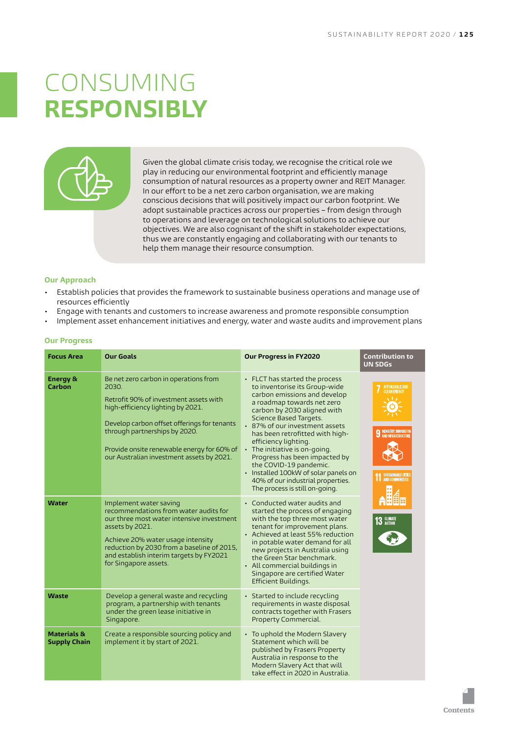# CONSUMING **RESPONSIBLY**

Given the global climate crisis today, we recognise the critical role we play in reducing our environmental footprint and efficiently manage consumption of natural resources as a property owner and REIT Manager. In our effort to be a net zero carbon organisation, we are making conscious decisions that will positively impact our carbon footprint. We adopt sustainable practices across our properties – from design through to operations and leverage on technological solutions to achieve our objectives. We are also cognisant of the shift in stakeholder expectations, thus we are constantly engaging and collaborating with our tenants to help them manage their resource consumption.

### Our Approach

- Establish policies that provides the framework to sustainable business operations and manage use of resources efficiently
- Engage with tenants and customers to increase awareness and promote responsible consumption
- Implement asset enhancement initiatives and energy, water and waste audits and improvement plans

### Our Progress

| Focus Area | Our Goals | Our Progress in FY2020 | Contribution to UN SDGs |
|---|---|---|---|
| **Energy & Carbon** | Be net zero carbon in operations from 2030.<br><br>Retrofit 90% of investment assets with high-efficiency lighting by 2021.<br><br>Develop carbon offset offerings for tenants through partnerships by 2020.<br><br>Provide onsite renewable energy for 60% of our Australian investment assets by 2021. | • FLCT has started the process to inventorise its Group-wide carbon emissions and develop a roadmap towards net zero carbon by 2030 aligned with Science Based Targets.<br>• 87% of our investment assets has been retrofitted with high-efficiency lighting.<br>• The initiative is on-going. Progress has been impacted by the COVID-19 pandemic.<br>• Installed 100kW of solar panels on 40% of our industrial properties. The process is still on-going. | 7 Affordable and Clean Energy<br>9 Industry, Innovation and Infrastructure<br>11 Sustainable Cities and Communities<br>13 Climate Action |
| **Water** | Implement water saving recommendations from water audits for our three most water intensive investment assets by 2021.<br><br>Achieve 20% water usage intensity reduction by 2030 from a baseline of 2015, and establish interim targets by FY2021 for Singapore assets. | • Conducted water audits and started the process of engaging with the top three most water tenant for improvement plans.<br>• Achieved at least 55% reduction in potable water demand for all new projects in Australia using the Green Star benchmark.<br>• All commercial buildings in Singapore are certified Water Efficient Buildings. | |
| **Waste** | Develop a general waste and recycling program, a partnership with tenants under the green lease initiative in Singapore. | • Started to include recycling requirements in waste disposal contracts together with Frasers Property Commercial. | |
| **Materials & Supply Chain** | Create a responsible sourcing policy and implement it by start of 2021. | • To uphold the Modern Slavery Statement which will be published by Frasers Property Australia in response to the Modern Slavery Act that will take effect in 2020 in Australia. | |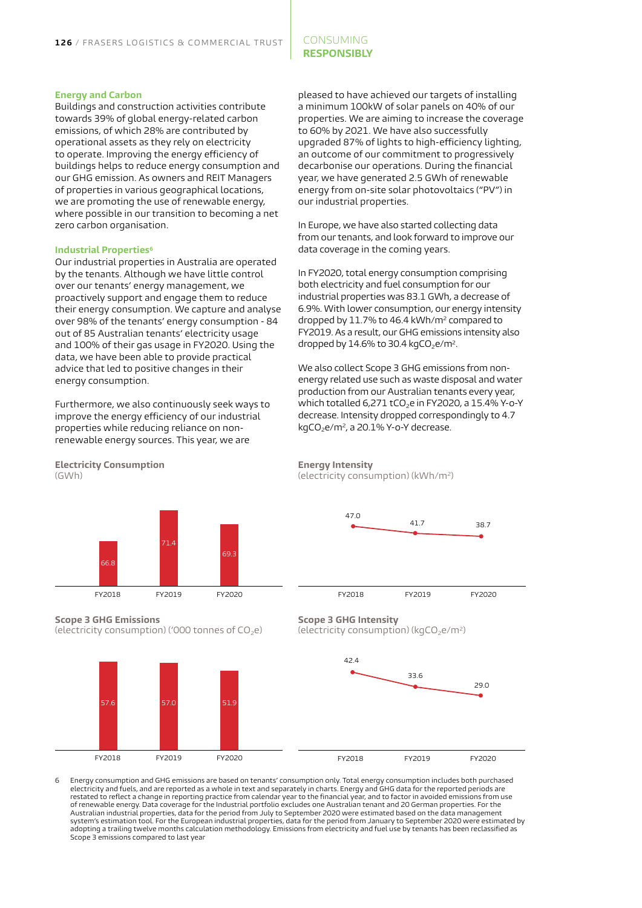### Energy and Carbon

Buildings and construction activities contribute towards 39% of global energy-related carbon emissions, of which 28% are contributed by operational assets as they rely on electricity to operate. Improving the energy efficiency of buildings helps to reduce energy consumption and our GHG emission. As owners and REIT Managers of properties in various geographical locations, we are promoting the use of renewable energy, where possible in our transition to becoming a net zero carbon organisation.

#### Industrial Properties[6]

Our industrial properties in Australia are operated by the tenants. Although we have little control over our tenants' energy management, we proactively support and engage them to reduce their energy consumption. We capture and analyse over 98% of the tenants' energy consumption - 84 out of 85 Australian tenants' electricity usage and 100% of their gas usage in FY2020. Using the data, we have been able to provide practical advice that led to positive changes in their energy consumption.

Furthermore, we also continuously seek ways to improve the energy efficiency of our industrial properties while reducing reliance on non-renewable energy sources. This year, we are pleased to have achieved our targets of installing a minimum 100kW of solar panels on 40% of our properties. We are aiming to increase the coverage to 60% by 2021. We have also successfully upgraded 87% of lights to high-efficiency lighting, an outcome of our commitment to progressively decarbonise our operations. During the financial year, we have generated 2.5 GWh of renewable energy from on-site solar photovoltaics ("PV") in our industrial properties.

In Europe, we have also started collecting data from our tenants, and look forward to improve our data coverage in the coming years.

In FY2020, total energy consumption comprising both electricity and fuel consumption for our industrial properties was 83.1 GWh, a decrease of 6.9%. With lower consumption, our energy intensity dropped by 11.7% to 46.4 kWh/m² compared to FY2019. As a result, our GHG emissions intensity also dropped by 14.6% to 30.4 $kgCO_2e/m^2$.

We also collect Scope 3 GHG emissions from non-energy related use such as waste disposal and water production from our Australian tenants every year, which totalled 6,271 $tCO_2e$ in FY2020, a 15.4% Y-o-Y decrease. Intensity dropped correspondingly to 4.7 $kgCO_2e/m^2$, a 20.1% Y-o-Y decrease.

**Electricity Consumption**
(GWh)

| FY2018 | FY2019 | FY2020 |
|---|---|---|
| 66.8 | 71.4 | 69.3 |

**Energy Intensity**
(electricity consumption) (kWh/m²)

| FY2018 | FY2019 | FY2020 |
|---|---|---|
| 47.0 | 41.7 | 38.7 |

**Scope 3 GHG Emissions**
(electricity consumption) ('000 tonnes of $CO_2e$)

| FY2018 | FY2019 | FY2020 |
|---|---|---|
| 57.6 | 57.0 | 51.9 |

**Scope 3 GHG Intensity**
(electricity consumption) ($kgCO_2e/m^2$)

| FY2018 | FY2019 | FY2020 |
|---|---|---|
| 42.4 | 33.6 | 29.0 |

6 Energy consumption and GHG emissions are based on tenants' consumption only. Total energy consumption includes both purchased electricity and fuels, and are reported as a whole in text and separately in charts. Energy and GHG data for the reported periods are restated to reflect a change in reporting practice from calendar year to the financial year, and to factor in avoided emissions from use of renewable energy. Data coverage for the Industrial portfolio excludes one Australian tenant and 20 German properties. For the Australian industrial properties, data for the period from July to September 2020 were estimated based on the data management system's estimation tool. For the European industrial properties, data for the period from January to September 2020 were estimated by adopting a trailing twelve months calculation methodology. Emissions from electricity and fuel use by tenants has been reclassified as Scope 3 emissions compared to last year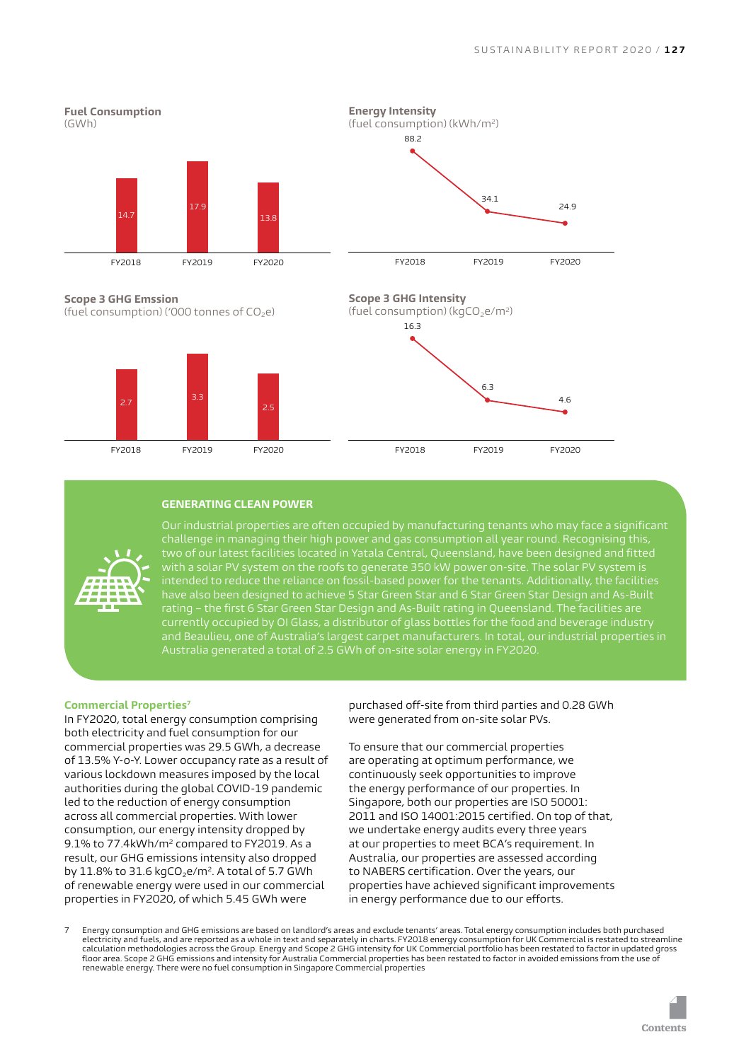**Fuel Consumption**
(GWh)

| | FY2018 | FY2019 | FY2020 |
|---|---|---|---|
| Fuel Consumption (GWh) | 14.7 | 17.9 | 13.8 |

**Energy Intensity**
(fuel consumption) (kWh/m²)

| | FY2018 | FY2019 | FY2020 |
|---|---|---|---|
| Energy Intensity (kWh/m²) | 88.2 | 34.1 | 24.9 |

**Scope 3 GHG Emssion**
(fuel consumption) ('000 tonnes of $CO_2e$)

| | FY2018 | FY2019 | FY2020 |
|---|---|---|---|
| Scope 3 GHG Emission ('000 tonnes of $CO_2e$) | 2.7 | 3.3 | 2.5 |

**Scope 3 GHG Intensity**
(fuel consumption) ($kgCO_2e/m^2$)

| | FY2018 | FY2019 | FY2020 |
|---|---|---|---|
| Scope 3 GHG Intensity ($kgCO_2e/m^2$) | 16.3 | 6.3 | 4.6 |

### GENERATING CLEAN POWER

Our industrial properties are often occupied by manufacturing tenants who may face a significant challenge in managing their high power and gas consumption all year round. Recognising this, two of our latest facilities located in Yatala Central, Queensland, have been designed and fitted with a solar PV system on the roofs to generate 350 kW power on-site. The solar PV system is intended to reduce the reliance on fossil-based power for the tenants. Additionally, the facilities have also been designed to achieve 5 Star Green Star and 6 Star Green Star Design and As-Built rating – the first 6 Star Green Star Design and As-Built rating in Queensland. The facilities are currently occupied by OI Glass, a distributor of glass bottles for the food and beverage industry and Beaulieu, one of Australia's largest carpet manufacturers. In total, our industrial properties in Australia generated a total of 2.5 GWh of on-site solar energy in FY2020.

**Commercial Properties**[7]

In FY2020, total energy consumption comprising both electricity and fuel consumption for our commercial properties was 29.5 GWh, a decrease of 13.5% Y-o-Y. Lower occupancy rate as a result of various lockdown measures imposed by the local authorities during the global COVID-19 pandemic led to the reduction of energy consumption across all commercial properties. With lower consumption, our energy intensity dropped by 9.1% to 77.4kWh/m² compared to FY2019. As a result, our GHG emissions intensity also dropped by 11.8% to 31.6 $kgCO_2e/m^2$. A total of 5.7 GWh of renewable energy were used in our commercial properties in FY2020, of which 5.45 GWh were purchased off-site from third parties and 0.28 GWh were generated from on-site solar PVs.

To ensure that our commercial properties are operating at optimum performance, we continuously seek opportunities to improve the energy performance of our properties. In Singapore, both our properties are ISO 50001: 2011 and ISO 14001:2015 certified. On top of that, we undertake energy audits every three years at our properties to meet BCA's requirement. In Australia, our properties are assessed according to NABERS certification. Over the years, our properties have achieved significant improvements in energy performance due to our efforts.

7 Energy consumption and GHG emissions are based on landlord's areas and exclude tenants' areas. Total energy consumption includes both purchased electricity and fuels, and are reported as a whole in text and separately in charts. FY2018 energy consumption for UK Commercial is restated to streamline calculation methodologies across the Group. Energy and Scope 2 GHG intensity for UK Commercial portfolio has been restated to factor in updated gross floor area. Scope 2 GHG emissions and intensity for Australia Commercial properties has been restated to factor in avoided emissions from the use of renewable energy. There were no fuel consumption in Singapore Commercial properties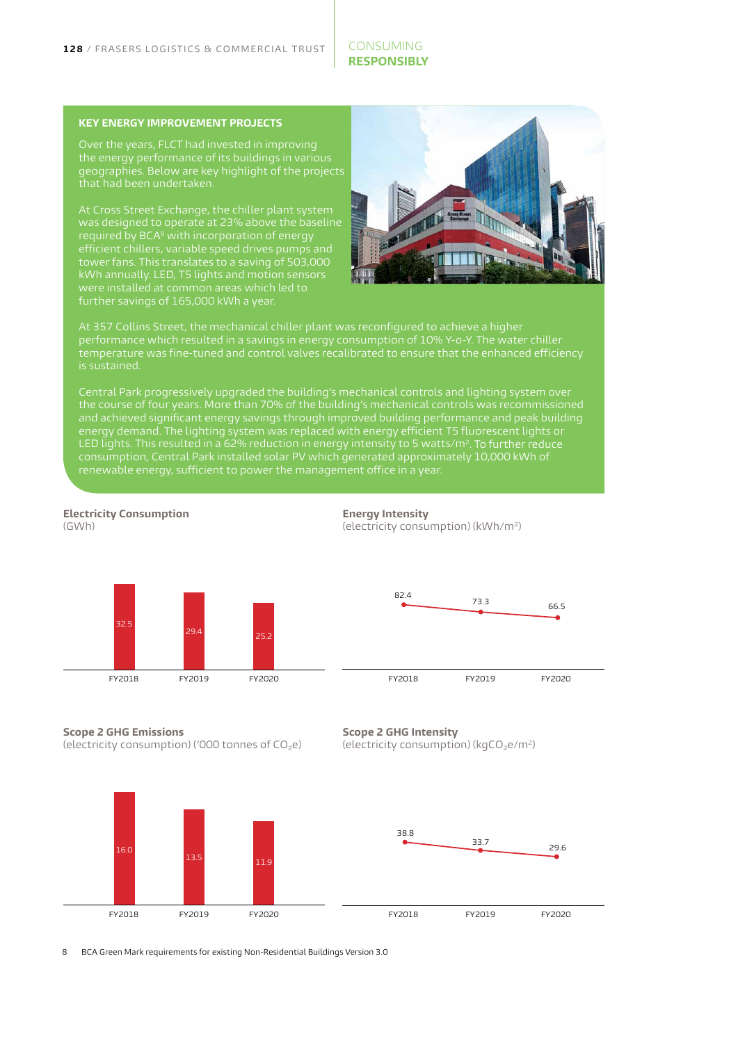## KEY ENERGY IMPROVEMENT PROJECTS

Over the years, FLCT had invested in improving the energy performance of its buildings in various geographies. Below are key highlight of the projects that had been undertaken.

At Cross Street Exchange, the chiller plant system was designed to operate at 23% above the baseline required by BCA[8] with incorporation of energy efficient chillers, variable speed drives pumps and tower fans. This translates to a saving of 503,000 kWh annually. LED, T5 lights and motion sensors were installed at common areas which led to further savings of 165,000 kWh a year.

At 357 Collins Street, the mechanical chiller plant was reconfigured to achieve a higher performance which resulted in a savings in energy consumption of 10% Y-o-Y. The water chiller temperature was fine-tuned and control valves recalibrated to ensure that the enhanced efficiency is sustained.

Central Park progressively upgraded the building's mechanical controls and lighting system over the course of four years. More than 70% of the building's mechanical controls was recommissioned and achieved significant energy savings through improved building performance and peak building energy demand. The lighting system was replaced with energy efficient T5 fluorescent lights or LED lights. This resulted in a 62% reduction in energy intensity to 5 watts/$m^2$. To further reduce consumption, Central Park installed solar PV which generated approximately 10,000 kWh of renewable energy, sufficient to power the management office in a year.

**Electricity Consumption**
(GWh)

| FY2018 | FY2019 | FY2020 |
|---|---|---|
| 32.5 | 29.4 | 25.2 |

**Energy Intensity**
(electricity consumption) (kWh/$m^2$)

| FY2018 | FY2019 | FY2020 |
|---|---|---|
| 82.4 | 73.3 | 66.5 |

**Scope 2 GHG Emissions**
(electricity consumption) ('000 tonnes of $CO_2e$)

| FY2018 | FY2019 | FY2020 |
|---|---|---|
| 16.0 | 13.5 | 11.9 |

**Scope 2 GHG Intensity**
(electricity consumption) (kg$CO_2e/m^2$)

| FY2018 | FY2019 | FY2020 |
|---|---|---|
| 38.8 | 33.7 | 29.6 |

8 BCA Green Mark requirements for existing Non-Residential Buildings Version 3.0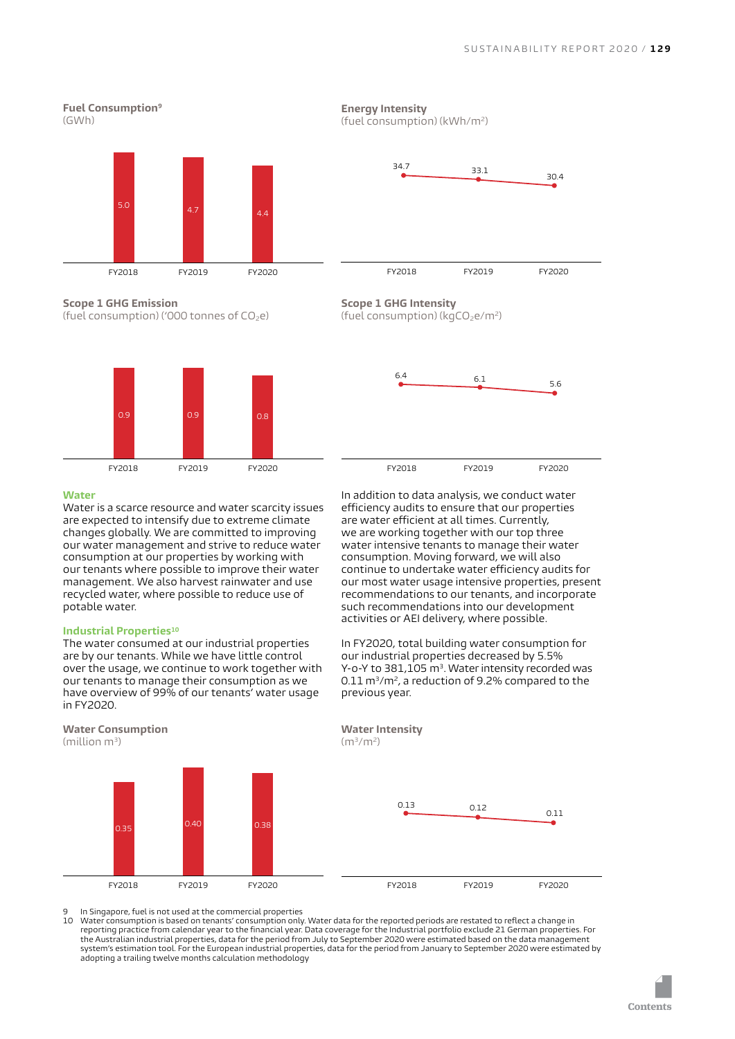**Fuel Consumption**[9]
(GWh)

| | FY2018 | FY2019 | FY2020 |
|---|---|---|---|
| Fuel Consumption (GWh) | 5.0 | 4.7 | 4.4 |

**Energy Intensity**
(fuel consumption) (kWh/m$^2$)

| | FY2018 | FY2019 | FY2020 |
|---|---|---|---|
| Energy Intensity (kWh/m$^2$) | 34.7 | 33.1 | 30.4 |

**Scope 1 GHG Emission**
(fuel consumption) ('000 tonnes of $CO_2e$)

| | FY2018 | FY2019 | FY2020 |
|---|---|---|---|
| Scope 1 GHG Emission ('000 tonnes of $CO_2e$) | 0.9 | 0.9 | 0.8 |

**Scope 1 GHG Intensity**
(fuel consumption) (kg$CO_2e$/m$^2$)

| | FY2018 | FY2019 | FY2020 |
|---|---|---|---|
| Scope 1 GHG Intensity (kg$CO_2e$/m$^2$) | 6.4 | 6.1 | 5.6 |

### Water

Water is a scarce resource and water scarcity issues are expected to intensify due to extreme climate changes globally. We are committed to improving our water management and strive to reduce water consumption at our properties by working with our tenants where possible to improve their water management. We also harvest rainwater and use recycled water, where possible to reduce use of potable water.

In addition to data analysis, we conduct water efficiency audits to ensure that our properties are water efficient at all times. Currently, we are working together with our top three water intensive tenants to manage their water consumption. Moving forward, we will also continue to undertake water efficiency audits for our most water usage intensive properties, present recommendations to our tenants, and incorporate such recommendations into our development activities or AEI delivery, where possible.

#### Industrial Properties[10]

The water consumed at our industrial properties are by our tenants. While we have little control over the usage, we continue to work together with our tenants to manage their consumption as we have overview of 99% of our tenants' water usage in FY2020.

In FY2020, total building water consumption for our industrial properties decreased by 5.5% Y-o-Y to 381,105 m$^3$. Water intensity recorded was 0.11 m$^3$/m$^2$, a reduction of 9.2% compared to the previous year.

**Water Consumption**
(million m$^3$)

| | FY2018 | FY2019 | FY2020 |
|---|---|---|---|
| Water Consumption (million m$^3$) | 0.35 | 0.40 | 0.38 |

**Water Intensity**
(m$^3$/m$^2$)

| | FY2018 | FY2019 | FY2020 |
|---|---|---|---|
| Water Intensity (m$^3$/m$^2$) | 0.13 | 0.12 | 0.11 |

9 In Singapore, fuel is not used at the commercial properties

10 Water consumption is based on tenants' consumption only. Water data for the reported periods are restated to reflect a change in reporting practice from calendar year to the financial year. Data coverage for the Industrial portfolio exclude 21 German properties. For the Australian industrial properties, data for the period from July to September 2020 were estimated based on the data management system's estimation tool. For the European industrial properties, data for the period from January to September 2020 were estimated by adopting a trailing twelve months calculation methodology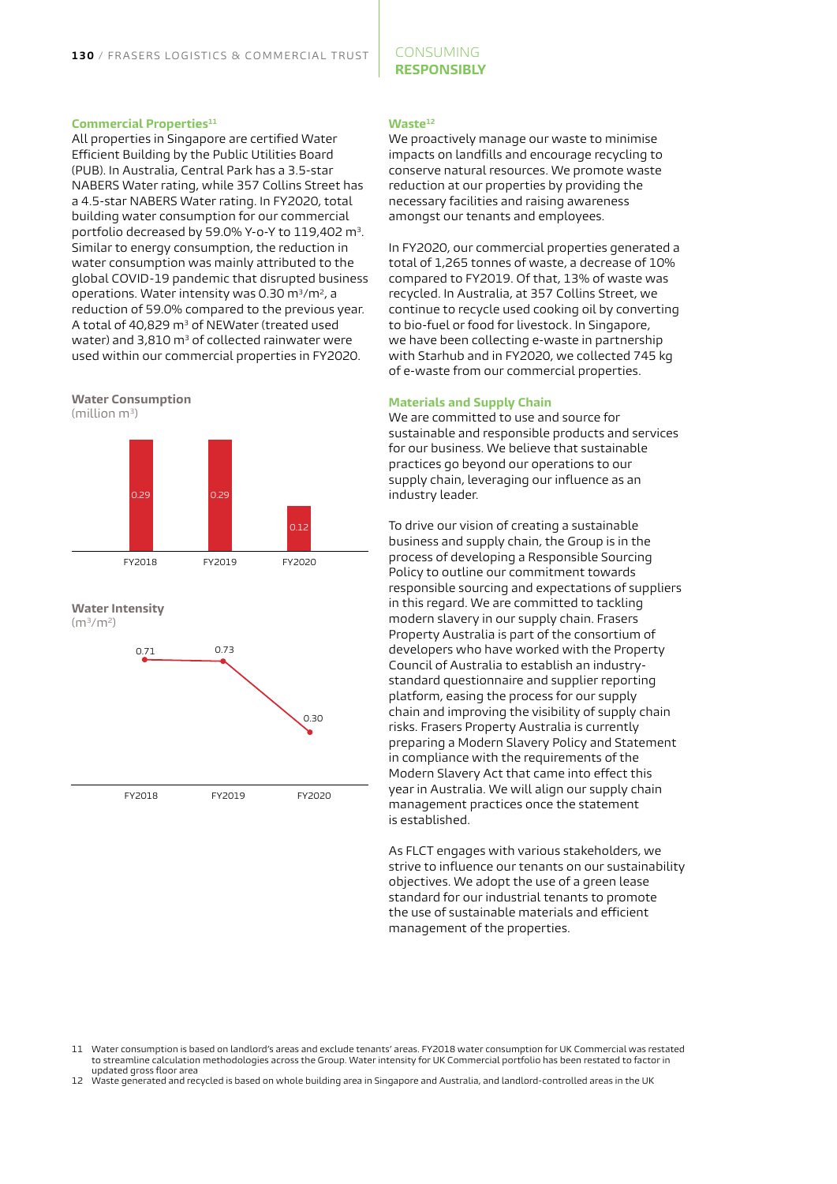### Commercial Properties[11]

All properties in Singapore are certified Water Efficient Building by the Public Utilities Board (PUB). In Australia, Central Park has a 3.5-star NABERS Water rating, while 357 Collins Street has a 4.5-star NABERS Water rating. In FY2020, total building water consumption for our commercial portfolio decreased by 59.0% Y-o-Y to 119,402 m³. Similar to energy consumption, the reduction in water consumption was mainly attributed to the global COVID-19 pandemic that disrupted business operations. Water intensity was 0.30 m³/m², a reduction of 59.0% compared to the previous year. A total of 40,829 m³ of NEWater (treated used water) and 3,810 m³ of collected rainwater were used within our commercial properties in FY2020.

**Water Consumption**
(million m³)

| FY2018 | FY2019 | FY2020 |
|---|---|---|
| 0.29 | 0.29 | 0.12 |

**Water Intensity**
(m³/m²)

| FY2018 | FY2019 | FY2020 |
|---|---|---|
| 0.71 | 0.73 | 0.30 |

### Waste[12]

We proactively manage our waste to minimise impacts on landfills and encourage recycling to conserve natural resources. We promote waste reduction at our properties by providing the necessary facilities and raising awareness amongst our tenants and employees.

In FY2020, our commercial properties generated a total of 1,265 tonnes of waste, a decrease of 10% compared to FY2019. Of that, 13% of waste was recycled. In Australia, at 357 Collins Street, we continue to recycle used cooking oil by converting to bio-fuel or food for livestock. In Singapore, we have been collecting e-waste in partnership with Starhub and in FY2020, we collected 745 kg of e-waste from our commercial properties.

### Materials and Supply Chain

We are committed to use and source for sustainable and responsible products and services for our business. We believe that sustainable practices go beyond our operations to our supply chain, leveraging our influence as an industry leader.

To drive our vision of creating a sustainable business and supply chain, the Group is in the process of developing a Responsible Sourcing Policy to outline our commitment towards responsible sourcing and expectations of suppliers in this regard. We are committed to tackling modern slavery in our supply chain. Frasers Property Australia is part of the consortium of developers who have worked with the Property Council of Australia to establish an industry-standard questionnaire and supplier reporting platform, easing the process for our supply chain and improving the visibility of supply chain risks. Frasers Property Australia is currently preparing a Modern Slavery Policy and Statement in compliance with the requirements of the Modern Slavery Act that came into effect this year in Australia. We will align our supply chain management practices once the statement is established.

As FLCT engages with various stakeholders, we strive to influence our tenants on our sustainability objectives. We adopt the use of a green lease standard for our industrial tenants to promote the use of sustainable materials and efficient management of the properties.

11 Water consumption is based on landlord's areas and exclude tenants' areas. FY2018 water consumption for UK Commercial was restated to streamline calculation methodologies across the Group. Water intensity for UK Commercial portfolio has been restated to factor in updated gross floor area

12 Waste generated and recycled is based on whole building area in Singapore and Australia, and landlord-controlled areas in the UK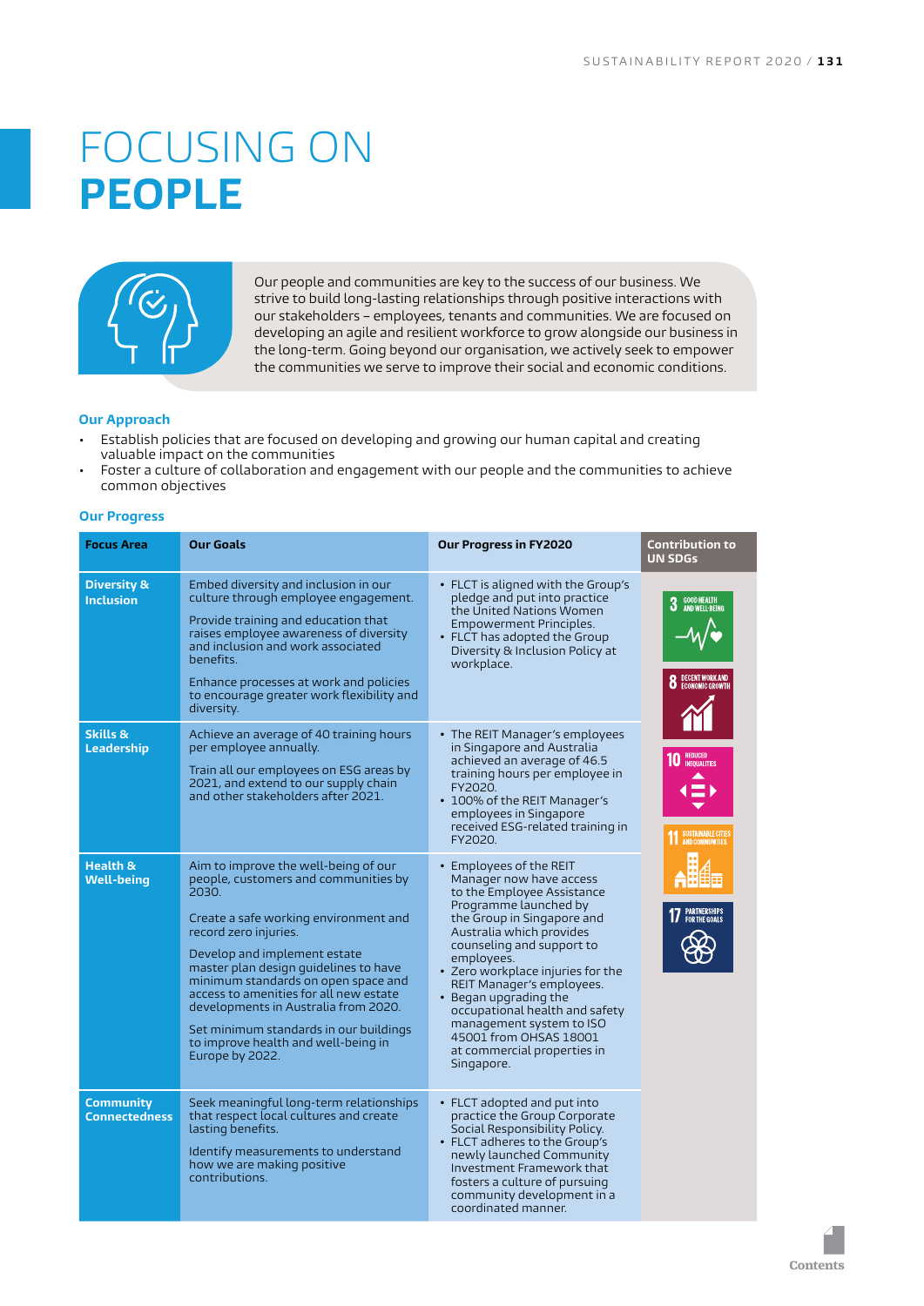# FOCUSING ON **PEOPLE**

Our people and communities are key to the success of our business. We strive to build long-lasting relationships through positive interactions with our stakeholders – employees, tenants and communities. We are focused on developing an agile and resilient workforce to grow alongside our business in the long-term. Going beyond our organisation, we actively seek to empower the communities we serve to improve their social and economic conditions.

### Our Approach

- Establish policies that are focused on developing and growing our human capital and creating valuable impact on the communities
- Foster a culture of collaboration and engagement with our people and the communities to achieve common objectives

### Our Progress

| Focus Area | Our Goals | Our Progress in FY2020 | Contribution to UN SDGs |
|---|---|---|---|
| **Diversity & Inclusion** | Embed diversity and inclusion in our culture through employee engagement.<br><br>Provide training and education that raises employee awareness of diversity and inclusion and work associated benefits.<br><br>Enhance processes at work and policies to encourage greater work flexibility and diversity. | • FLCT is aligned with the Group's pledge and put into practice the United Nations Women Empowerment Principles.<br>• FLCT has adopted the Group Diversity & Inclusion Policy at workplace. | 3 Good Health and Well-Being<br>8 Decent Work and Economic Growth<br>10 Reduced Inequalities<br>11 Sustainable Cities and Communities<br>17 Partnerships for the Goals |
| **Skills & Leadership** | Achieve an average of 40 training hours per employee annually.<br><br>Train all our employees on ESG areas by 2021, and extend to our supply chain and other stakeholders after 2021. | • The REIT Manager's employees in Singapore and Australia achieved an average of 46.5 training hours per employee in FY2020.<br>• 100% of the REIT Manager's employees in Singapore received ESG-related training in FY2020. | |
| **Health & Well-being** | Aim to improve the well-being of our people, customers and communities by 2030.<br><br>Create a safe working environment and record zero injuries.<br><br>Develop and implement estate master plan design guidelines to have minimum standards on open space and access to amenities for all new estate developments in Australia from 2020.<br><br>Set minimum standards in our buildings to improve health and well-being in Europe by 2022. | • Employees of the REIT Manager now have access to the Employee Assistance Programme launched by the Group in Singapore and Australia which provides counseling and support to employees.<br>• Zero workplace injuries for the REIT Manager's employees.<br>• Began upgrading the occupational health and safety management system to ISO 45001 from OHSAS 18001 at commercial properties in Singapore. | |
| **Community Connectedness** | Seek meaningful long-term relationships that respect local cultures and create lasting benefits.<br><br>Identify measurements to understand how we are making positive contributions. | • FLCT adopted and put into practice the Group Corporate Social Responsibility Policy.<br>• FLCT adheres to the Group's newly launched Community Investment Framework that fosters a culture of pursuing community development in a coordinated manner. | |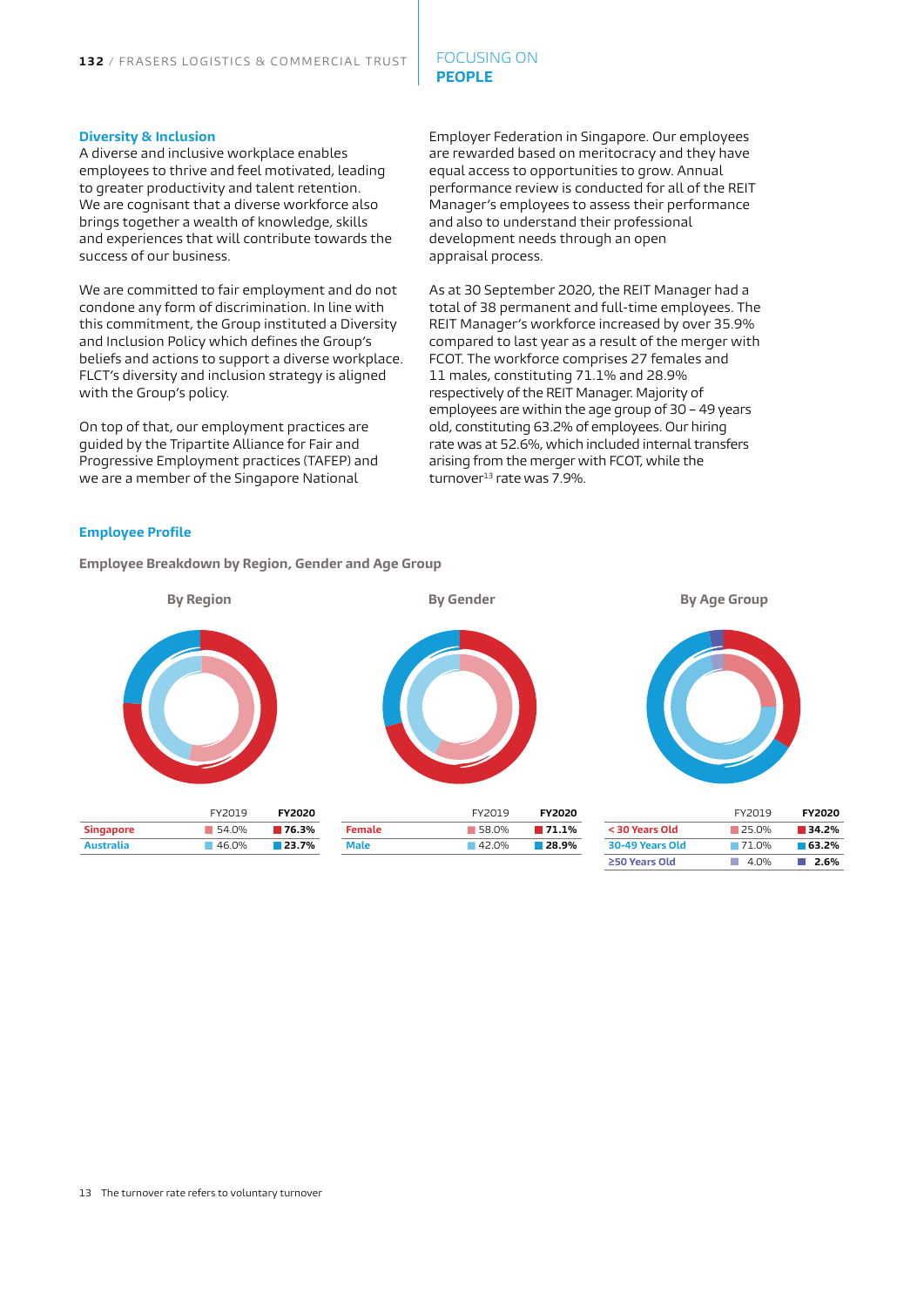## Diversity & Inclusion

A diverse and inclusive workplace enables employees to thrive and feel motivated, leading to greater productivity and talent retention. We are cognisant that a diverse workforce also brings together a wealth of knowledge, skills and experiences that will contribute towards the success of our business.

We are committed to fair employment and do not condone any form of discrimination. In line with this commitment, the Group instituted a Diversity and Inclusion Policy which defines the Group's beliefs and actions to support a diverse workplace. FLCT's diversity and inclusion strategy is aligned with the Group's policy.

On top of that, our employment practices are guided by the Tripartite Alliance for Fair and Progressive Employment practices (TAFEP) and we are a member of the Singapore National Employer Federation in Singapore. Our employees are rewarded based on meritocracy and they have equal access to opportunities to grow. Annual performance review is conducted for all of the REIT Manager's employees to assess their performance and also to understand their professional development needs through an open appraisal process.

As at 30 September 2020, the REIT Manager had a total of 38 permanent and full-time employees. The REIT Manager's workforce increased by over 35.9% compared to last year as a result of the merger with FCOT. The workforce comprises 27 females and 11 males, constituting 71.1% and 28.9% respectively of the REIT Manager. Majority of employees are within the age group of 30 – 49 years old, constituting 63.2% of employees. Our hiring rate was at 52.6%, which included internal transfers arising from the merger with FCOT, while the turnover[13] rate was 7.9%.

## Employee Profile

### Employee Breakdown by Region, Gender and Age Group

**By Region**

| | FY2019 | FY2020 |
|---|---|---|
| Singapore | 54.0% | 76.3% |
| Australia | 46.0% | 23.7% |

**By Gender**

| | FY2019 | FY2020 |
|---|---|---|
| Female | 58.0% | 71.1% |
| Male | 42.0% | 28.9% |

**By Age Group**

| | FY2019 | FY2020 |
|---|---|---|
| < 30 Years Old | 25.0% | 34.2% |
| 30-49 Years Old | 71.0% | 63.2% |
| ≥50 Years Old | 4.0% | 2.6% |

13 The turnover rate refers to voluntary turnover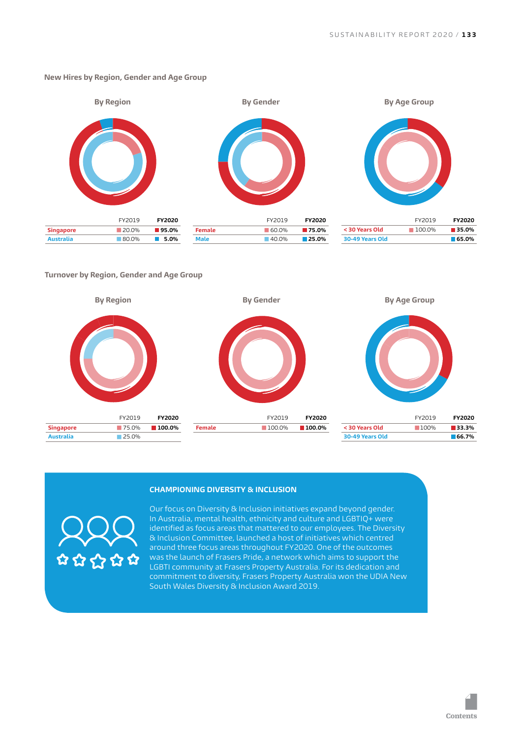## New Hires by Region, Gender and Age Group

### By Region

| | FY2019 | FY2020 |
|---|---|---|
| Singapore | 20.0% | 95.0% |
| Australia | 80.0% | 5.0% |

### By Gender

| | FY2019 | FY2020 |
|---|---|---|
| Female | 60.0% | 75.0% |
| Male | 40.0% | 25.0% |

### By Age Group

| | FY2019 | FY2020 |
|---|---|---|
| < 30 Years Old | 100.0% | 35.0% |
| 30-49 Years Old | | 65.0% |

## Turnover by Region, Gender and Age Group

### By Region

| | FY2019 | FY2020 |
|---|---|---|
| Singapore | 75.0% | 100.0% |
| Australia | 25.0% | |

### By Gender

| | FY2019 | FY2020 |
|---|---|---|
| Female | 100.0% | 100.0% |

### By Age Group

| | FY2019 | FY2020 |
|---|---|---|
| < 30 Years Old | 100% | 33.3% |
| 30-49 Years Old | | 66.7% |

## CHAMPIONING DIVERSITY & INCLUSION

Our focus on Diversity & Inclusion initiatives expand beyond gender. In Australia, mental health, ethnicity and culture and LGBTIQ+ were identified as focus areas that mattered to our employees. The Diversity & Inclusion Committee, launched a host of initiatives which centred around three focus areas throughout FY2020. One of the outcomes was the launch of Frasers Pride, a network which aims to support the LGBTI community at Frasers Property Australia. For its dedication and commitment to diversity, Frasers Property Australia won the UDIA New South Wales Diversity & Inclusion Award 2019.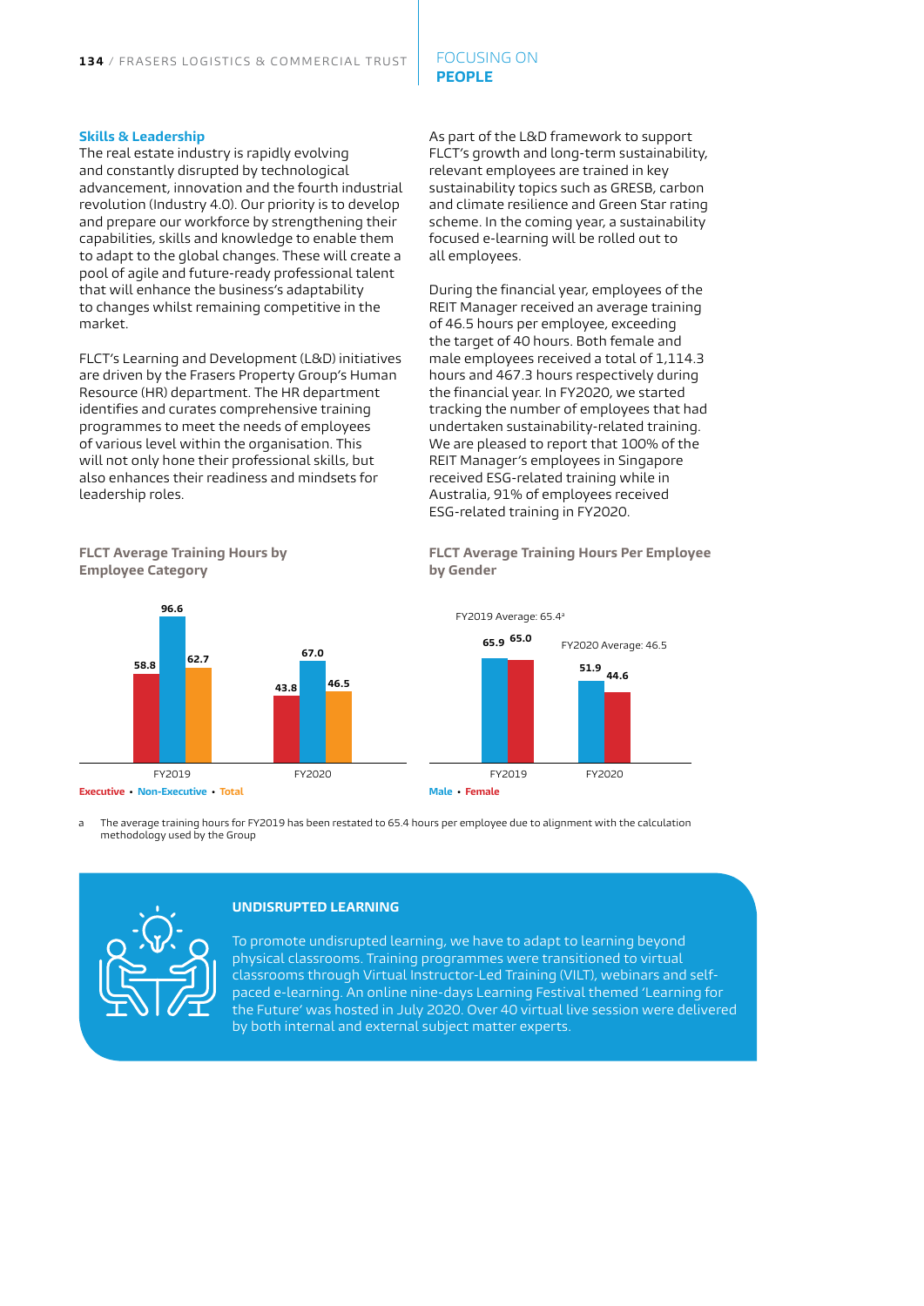## Skills & Leadership

The real estate industry is rapidly evolving and constantly disrupted by technological advancement, innovation and the fourth industrial revolution (Industry 4.0). Our priority is to develop and prepare our workforce by strengthening their capabilities, skills and knowledge to enable them to adapt to the global changes. These will create a pool of agile and future-ready professional talent that will enhance the business's adaptability to changes whilst remaining competitive in the market.

FLCT's Learning and Development (L&D) initiatives are driven by the Frasers Property Group's Human Resource (HR) department. The HR department identifies and curates comprehensive training programmes to meet the needs of employees of various level within the organisation. This will not only hone their professional skills, but also enhances their readiness and mindsets for leadership roles.

As part of the L&D framework to support FLCT's growth and long-term sustainability, relevant employees are trained in key sustainability topics such as GRESB, carbon and climate resilience and Green Star rating scheme. In the coming year, a sustainability focused e-learning will be rolled out to all employees.

During the financial year, employees of the REIT Manager received an average training of 46.5 hours per employee, exceeding the target of 40 hours. Both female and male employees received a total of 1,114.3 hours and 467.3 hours respectively during the financial year. In FY2020, we started tracking the number of employees that had undertaken sustainability-related training. We are pleased to report that 100% of the REIT Manager's employees in Singapore received ESG-related training while in Australia, 91% of employees received ESG-related training in FY2020.

### FLCT Average Training Hours by Employee Category

| | Executive | Non-Executive | Total |
|---|---|---|---|
| FY2019 | 58.8 | 96.6 | 62.7 |
| FY2020 | 43.8 | 67.0 | 46.5 |

### FLCT Average Training Hours Per Employee by Gender

| | Male | Female |
|---|---|---|
| FY2019 (FY2019 Average: 65.4[a]) | 65.9 | 65.0 |
| FY2020 (FY2020 Average: 46.5) | 51.9 | 44.6 |

a The average training hours for FY2019 has been restated to 65.4 hours per employee due to alignment with the calculation methodology used by the Group

### UNDISRUPTED LEARNING

To promote undisrupted learning, we have to adapt to learning beyond physical classrooms. Training programmes were transitioned to virtual classrooms through Virtual Instructor-Led Training (VILT), webinars and self-paced e-learning. An online nine-days Learning Festival themed 'Learning for the Future' was hosted in July 2020. Over 40 virtual live session were delivered by both internal and external subject matter experts.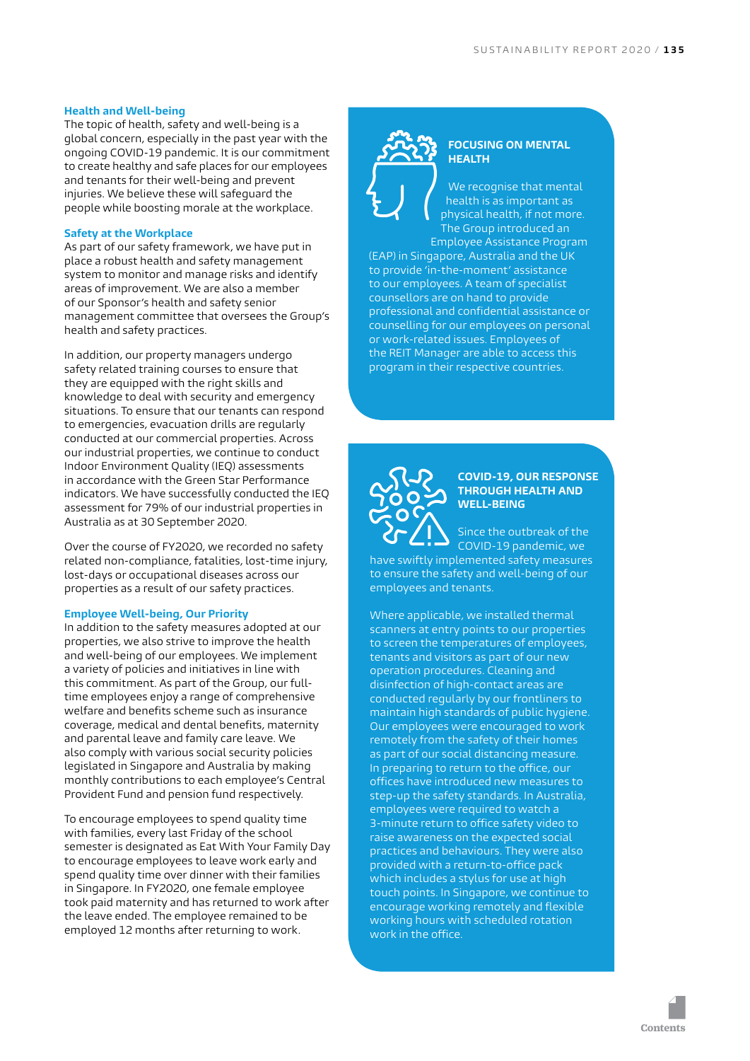### Health and Well-being

The topic of health, safety and well-being is a global concern, especially in the past year with the ongoing COVID-19 pandemic. It is our commitment to create healthy and safe places for our employees and tenants for their well-being and prevent injuries. We believe these will safeguard the people while boosting morale at the workplace.

### Safety at the Workplace

As part of our safety framework, we have put in place a robust health and safety management system to monitor and manage risks and identify areas of improvement. We are also a member of our Sponsor's health and safety senior management committee that oversees the Group's health and safety practices.

In addition, our property managers undergo safety related training courses to ensure that they are equipped with the right skills and knowledge to deal with security and emergency situations. To ensure that our tenants can respond to emergencies, evacuation drills are regularly conducted at our commercial properties. Across our industrial properties, we continue to conduct Indoor Environment Quality (IEQ) assessments in accordance with the Green Star Performance indicators. We have successfully conducted the IEQ assessment for 79% of our industrial properties in Australia as at 30 September 2020.

Over the course of FY2020, we recorded no safety related non-compliance, fatalities, lost-time injury, lost-days or occupational diseases across our properties as a result of our safety practices.

### Employee Well-being, Our Priority

In addition to the safety measures adopted at our properties, we also strive to improve the health and well-being of our employees. We implement a variety of policies and initiatives in line with this commitment. As part of the Group, our full-time employees enjoy a range of comprehensive welfare and benefits scheme such as insurance coverage, medical and dental benefits, maternity and parental leave and family care leave. We also comply with various social security policies legislated in Singapore and Australia by making monthly contributions to each employee's Central Provident Fund and pension fund respectively.

To encourage employees to spend quality time with families, every last Friday of the school semester is designated as Eat With Your Family Day to encourage employees to leave work early and spend quality time over dinner with their families in Singapore. In FY2020, one female employee took paid maternity and has returned to work after the leave ended. The employee remained to be employed 12 months after returning to work.

### FOCUSING ON MENTAL HEALTH

We recognise that mental health is as important as physical health, if not more. The Group introduced an Employee Assistance Program (EAP) in Singapore, Australia and the UK to provide 'in-the-moment' assistance to our employees. A team of specialist counsellors are on hand to provide professional and confidential assistance or counselling for our employees on personal or work-related issues. Employees of the REIT Manager are able to access this program in their respective countries.

### COVID-19, OUR RESPONSE THROUGH HEALTH AND WELL-BEING

Since the outbreak of the COVID-19 pandemic, we have swiftly implemented safety measures to ensure the safety and well-being of our employees and tenants.

Where applicable, we installed thermal scanners at entry points to our properties to screen the temperatures of employees, tenants and visitors as part of our new operation procedures. Cleaning and disinfection of high-contact areas are conducted regularly by our frontliners to maintain high standards of public hygiene. Our employees were encouraged to work remotely from the safety of their homes as part of our social distancing measure. In preparing to return to the office, our offices have introduced new measures to step-up the safety standards. In Australia, employees were required to watch a 3-minute return to office safety video to raise awareness on the expected social practices and behaviours. They were also provided with a return-to-office pack which includes a stylus for use at high touch points. In Singapore, we continue to encourage working remotely and flexible working hours with scheduled rotation work in the office.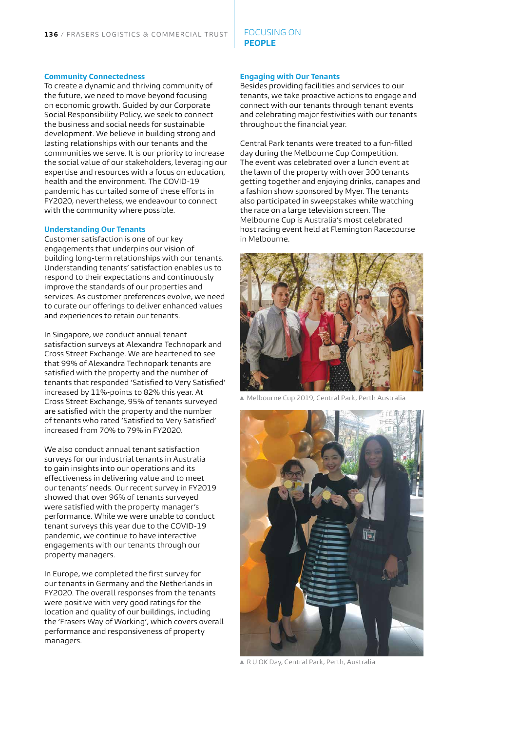### Community Connectedness

To create a dynamic and thriving community of the future, we need to move beyond focusing on economic growth. Guided by our Corporate Social Responsibility Policy, we seek to connect the business and social needs for sustainable development. We believe in building strong and lasting relationships with our tenants and the communities we serve. It is our priority to increase the social value of our stakeholders, leveraging our expertise and resources with a focus on education, health and the environment. The COVID-19 pandemic has curtailed some of these efforts in FY2020, nevertheless, we endeavour to connect with the community where possible.

### Understanding Our Tenants

Customer satisfaction is one of our key engagements that underpins our vision of building long-term relationships with our tenants. Understanding tenants' satisfaction enables us to respond to their expectations and continuously improve the standards of our properties and services. As customer preferences evolve, we need to curate our offerings to deliver enhanced values and experiences to retain our tenants.

In Singapore, we conduct annual tenant satisfaction surveys at Alexandra Technopark and Cross Street Exchange. We are heartened to see that 99% of Alexandra Technopark tenants are satisfied with the property and the number of tenants that responded 'Satisfied to Very Satisfied' increased by 11%-points to 82% this year. At Cross Street Exchange, 95% of tenants surveyed are satisfied with the property and the number of tenants who rated 'Satisfied to Very Satisfied' increased from 70% to 79% in FY2020.

We also conduct annual tenant satisfaction surveys for our industrial tenants in Australia to gain insights into our operations and its effectiveness in delivering value and to meet our tenants' needs. Our recent survey in FY2019 showed that over 96% of tenants surveyed were satisfied with the property manager's performance. While we were unable to conduct tenant surveys this year due to the COVID-19 pandemic, we continue to have interactive engagements with our tenants through our property managers.

In Europe, we completed the first survey for our tenants in Germany and the Netherlands in FY2020. The overall responses from the tenants were positive with very good ratings for the location and quality of our buildings, including the 'Frasers Way of Working', which covers overall performance and responsiveness of property managers.

### Engaging with Our Tenants

Besides providing facilities and services to our tenants, we take proactive actions to engage and connect with our tenants through tenant events and celebrating major festivities with our tenants throughout the financial year.

Central Park tenants were treated to a fun-filled day during the Melbourne Cup Competition. The event was celebrated over a lunch event at the lawn of the property with over 300 tenants getting together and enjoying drinks, canapes and a fashion show sponsored by Myer. The tenants also participated in sweepstakes while watching the race on a large television screen. The Melbourne Cup is Australia's most celebrated host racing event held at Flemington Racecourse in Melbourne.

▲ Melbourne Cup 2019, Central Park, Perth Australia

▲ R U OK Day, Central Park, Perth, Australia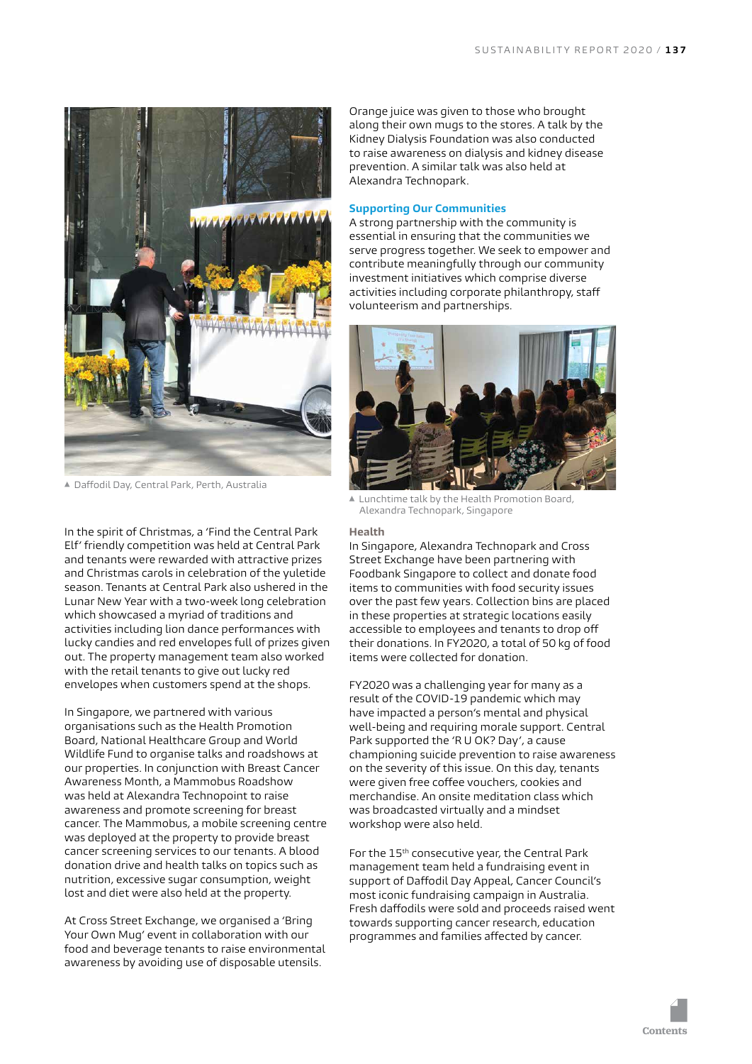▲ Daffodil Day, Central Park, Perth, Australia

In the spirit of Christmas, a 'Find the Central Park Elf' friendly competition was held at Central Park and tenants were rewarded with attractive prizes and Christmas carols in celebration of the yuletide season. Tenants at Central Park also ushered in the Lunar New Year with a two-week long celebration which showcased a myriad of traditions and activities including lion dance performances with lucky candies and red envelopes full of prizes given out. The property management team also worked with the retail tenants to give out lucky red envelopes when customers spend at the shops.

In Singapore, we partnered with various organisations such as the Health Promotion Board, National Healthcare Group and World Wildlife Fund to organise talks and roadshows at our properties. In conjunction with Breast Cancer Awareness Month, a Mammobus Roadshow was held at Alexandra Technopark to raise awareness and promote screening for breast cancer. The Mammobus, a mobile screening centre was deployed at the property to provide breast cancer screening services to our tenants. A blood donation drive and health talks on topics such as nutrition, excessive sugar consumption, weight lost and diet were also held at the property.

At Cross Street Exchange, we organised a 'Bring Your Own Mug' event in collaboration with our food and beverage tenants to raise environmental awareness by avoiding use of disposable utensils. Orange juice was given to those who brought along their own mugs to the stores. A talk by the Kidney Dialysis Foundation was also conducted to raise awareness on dialysis and kidney disease prevention. A similar talk was also held at Alexandra Technopark.

### Supporting Our Communities

A strong partnership with the community is essential in ensuring that the communities we serve progress together. We seek to empower and contribute meaningfully through our community investment initiatives which comprise diverse activities including corporate philanthropy, staff volunteerism and partnerships.

▲ Lunchtime talk by the Health Promotion Board, Alexandra Technopark, Singapore

#### Health

In Singapore, Alexandra Technopark and Cross Street Exchange have been partnering with Foodbank Singapore to collect and donate food items to communities with food security issues over the past few years. Collection bins are placed in these properties at strategic locations easily accessible to employees and tenants to drop off their donations. In FY2020, a total of 50 kg of food items were collected for donation.

FY2020 was a challenging year for many as a result of the COVID-19 pandemic which may have impacted a person's mental and physical well-being and requiring morale support. Central Park supported the 'R U OK? Day', a cause championing suicide prevention to raise awareness on the severity of this issue. On this day, tenants were given free coffee vouchers, cookies and merchandise. An onsite meditation class which was broadcasted virtually and a mindset workshop were also held.

For the 15th consecutive year, the Central Park management team held a fundraising event in support of Daffodil Day Appeal, Cancer Council's most iconic fundraising campaign in Australia. Fresh daffodils were sold and proceeds raised went towards supporting cancer research, education programmes and families affected by cancer.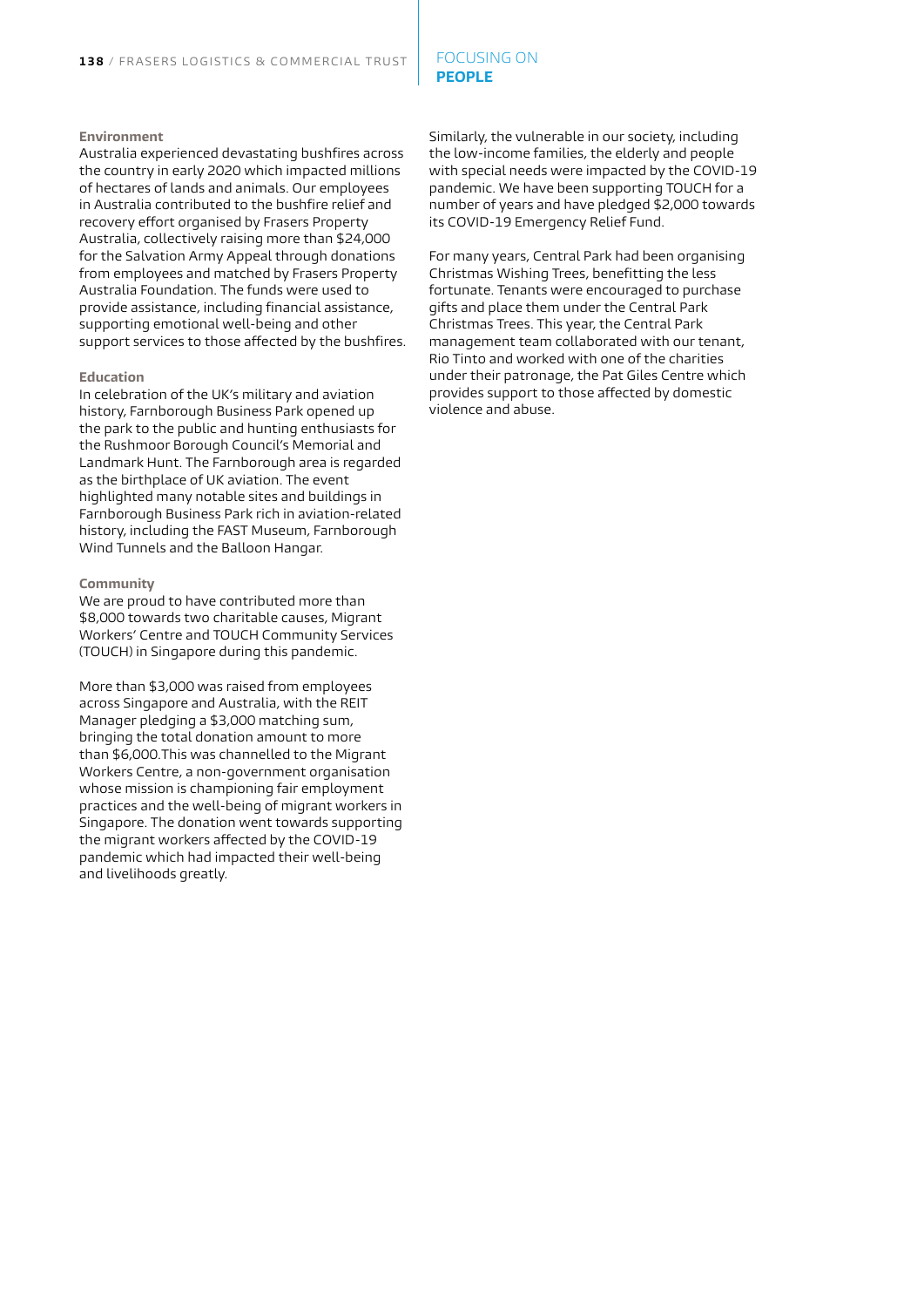### Environment

Australia experienced devastating bushfires across the country in early 2020 which impacted millions of hectares of lands and animals. Our employees in Australia contributed to the bushfire relief and recovery effort organised by Frasers Property Australia, collectively raising more than $24,000 for the Salvation Army Appeal through donations from employees and matched by Frasers Property Australia Foundation. The funds were used to provide assistance, including financial assistance, supporting emotional well-being and other support services to those affected by the bushfires.

### Education

In celebration of the UK's military and aviation history, Farnborough Business Park opened up the park to the public and hunting enthusiasts for the Rushmoor Borough Council's Memorial and Landmark Hunt. The Farnborough area is regarded as the birthplace of UK aviation. The event highlighted many notable sites and buildings in Farnborough Business Park rich in aviation-related history, including the FAST Museum, Farnborough Wind Tunnels and the Balloon Hangar.

### Community

We are proud to have contributed more than $8,000 towards two charitable causes, Migrant Workers' Centre and TOUCH Community Services (TOUCH) in Singapore during this pandemic.

More than $3,000 was raised from employees across Singapore and Australia, with the REIT Manager pledging a $3,000 matching sum, bringing the total donation amount to more than $6,000.This was channelled to the Migrant Workers Centre, a non-government organisation whose mission is championing fair employment practices and the well-being of migrant workers in Singapore. The donation went towards supporting the migrant workers affected by the COVID-19 pandemic which had impacted their well-being and livelihoods greatly.

Similarly, the vulnerable in our society, including the low-income families, the elderly and people with special needs were impacted by the COVID-19 pandemic. We have been supporting TOUCH for a number of years and have pledged $2,000 towards its COVID-19 Emergency Relief Fund.

For many years, Central Park had been organising Christmas Wishing Trees, benefitting the less fortunate. Tenants were encouraged to purchase gifts and place them under the Central Park Christmas Trees. This year, the Central Park management team collaborated with our tenant, Rio Tinto and worked with one of the charities under their patronage, the Pat Giles Centre which provides support to those affected by domestic violence and abuse.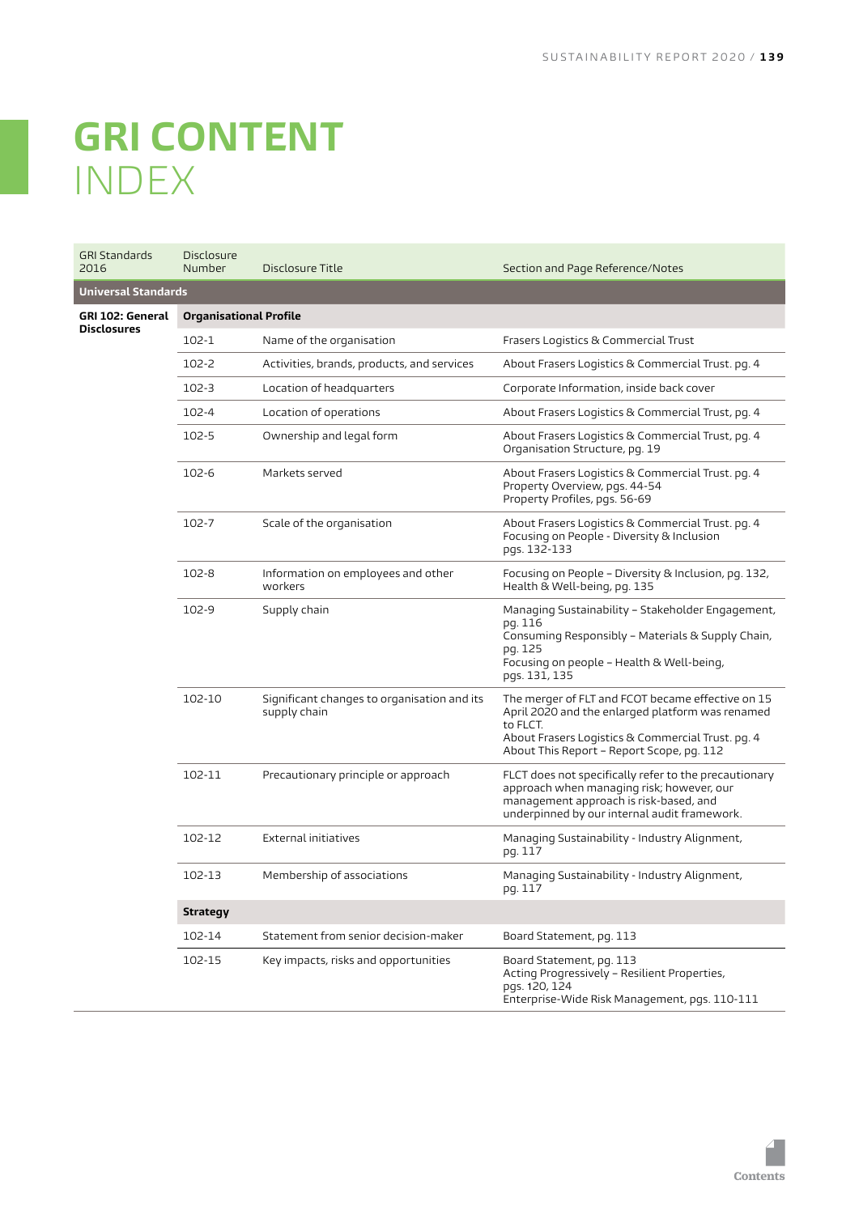# GRI CONTENT INDEX

| GRI Standards 2016 | Disclosure Number | Disclosure Title | Section and Page Reference/Notes |
|---|---|---|---|
| **Universal Standards** | | | |
| **GRI 102: General Disclosures** | **Organisational Profile** | | |
| | 102-1 | Name of the organisation | Frasers Logistics & Commercial Trust |
| | 102-2 | Activities, brands, products, and services | About Frasers Logistics & Commercial Trust. pg. 4 |
| | 102-3 | Location of headquarters | Corporate Information, inside back cover |
| | 102-4 | Location of operations | About Frasers Logistics & Commercial Trust, pg. 4 |
| | 102-5 | Ownership and legal form | About Frasers Logistics & Commercial Trust, pg. 4<br>Organisation Structure, pg. 19 |
| | 102-6 | Markets served | About Frasers Logistics & Commercial Trust. pg. 4<br>Property Overview, pgs. 44-54<br>Property Profiles, pgs. 56-69 |
| | 102-7 | Scale of the organisation | About Frasers Logistics & Commercial Trust. pg. 4<br>Focusing on People - Diversity & Inclusion pgs. 132-133 |
| | 102-8 | Information on employees and other workers | Focusing on People – Diversity & Inclusion, pg. 132, Health & Well-being, pg. 135 |
| | 102-9 | Supply chain | Managing Sustainability – Stakeholder Engagement, pg. 116<br>Consuming Responsibly – Materials & Supply Chain, pg. 125<br>Focusing on people – Health & Well-being, pgs. 131, 135 |
| | 102-10 | Significant changes to organisation and its supply chain | The merger of FLT and FCOT became effective on 15 April 2020 and the enlarged platform was renamed to FLCT.<br>About Frasers Logistics & Commercial Trust. pg. 4<br>About This Report – Report Scope, pg. 112 |
| | 102-11 | Precautionary principle or approach | FLCT does not specifically refer to the precautionary approach when managing risk; however, our management approach is risk-based, and underpinned by our internal audit framework. |
| | 102-12 | External initiatives | Managing Sustainability - Industry Alignment, pg. 117 |
| | 102-13 | Membership of associations | Managing Sustainability - Industry Alignment, pg. 117 |
| | **Strategy** | | |
| | 102-14 | Statement from senior decision-maker | Board Statement, pg. 113 |
| | 102-15 | Key impacts, risks and opportunities | Board Statement, pg. 113<br>Acting Progressively – Resilient Properties, pgs. 120, 124<br>Enterprise-Wide Risk Management, pgs. 110-111 |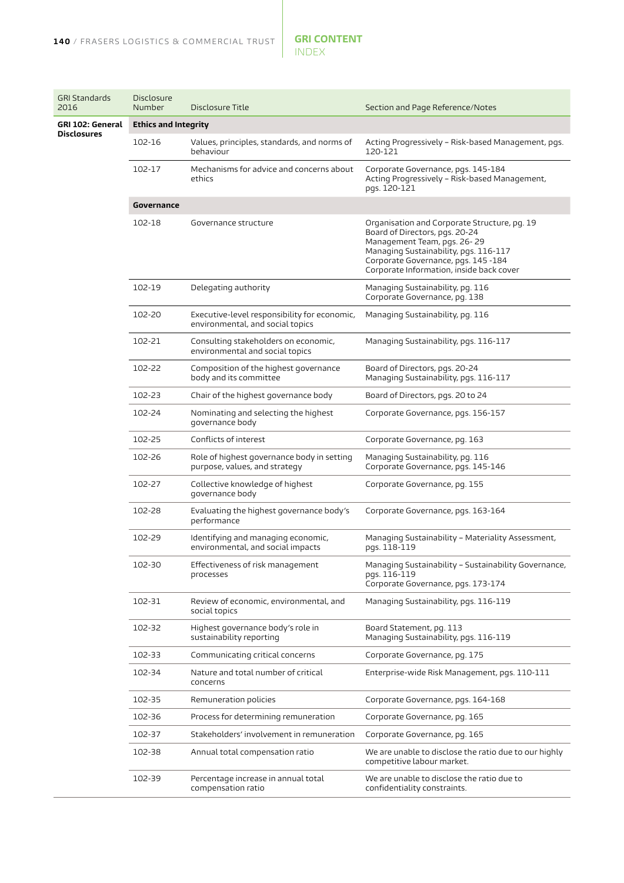## GRI CONTENT INDEX

| GRI Standards 2016 | Disclosure Number | Disclosure Title | Section and Page Reference/Notes |
|---|---|---|---|
| **GRI 102: General Disclosures** | **Ethics and Integrity** | | |
| | 102-16 | Values, principles, standards, and norms of behaviour | Acting Progressively – Risk-based Management, pgs. 120-121 |
| | 102-17 | Mechanisms for advice and concerns about ethics | Corporate Governance, pgs. 145-184<br>Acting Progressively – Risk-based Management, pgs. 120-121 |
| | **Governance** | | |
| | 102-18 | Governance structure | Organisation and Corporate Structure, pg. 19<br>Board of Directors, pgs. 20-24<br>Management Team, pgs. 26- 29<br>Managing Sustainability, pgs. 116-117<br>Corporate Governance, pgs. 145 -184<br>Corporate Information, inside back cover |
| | 102-19 | Delegating authority | Managing Sustainability, pg. 116<br>Corporate Governance, pg. 138 |
| | 102-20 | Executive-level responsibility for economic, environmental, and social topics | Managing Sustainability, pg. 116 |
| | 102-21 | Consulting stakeholders on economic, environmental and social topics | Managing Sustainability, pgs. 116-117 |
| | 102-22 | Composition of the highest governance body and its committee | Board of Directors, pgs. 20-24<br>Managing Sustainability, pgs. 116-117 |
| | 102-23 | Chair of the highest governance body | Board of Directors, pgs. 20 to 24 |
| | 102-24 | Nominating and selecting the highest governance body | Corporate Governance, pgs. 156-157 |
| | 102-25 | Conflicts of interest | Corporate Governance, pg. 163 |
| | 102-26 | Role of highest governance body in setting purpose, values, and strategy | Managing Sustainability, pg. 116<br>Corporate Governance, pgs. 145-146 |
| | 102-27 | Collective knowledge of highest governance body | Corporate Governance, pg. 155 |
| | 102-28 | Evaluating the highest governance body's performance | Corporate Governance, pgs. 163-164 |
| | 102-29 | Identifying and managing economic, environmental, and social impacts | Managing Sustainability – Materiality Assessment, pgs. 118-119 |
| | 102-30 | Effectiveness of risk management processes | Managing Sustainability – Sustainability Governance, pgs. 116-119<br>Corporate Governance, pgs. 173-174 |
| | 102-31 | Review of economic, environmental, and social topics | Managing Sustainability, pgs. 116-119 |
| | 102-32 | Highest governance body's role in sustainability reporting | Board Statement, pg. 113<br>Managing Sustainability, pgs. 116-119 |
| | 102-33 | Communicating critical concerns | Corporate Governance, pg. 175 |
| | 102-34 | Nature and total number of critical concerns | Enterprise-wide Risk Management, pgs. 110-111 |
| | 102-35 | Remuneration policies | Corporate Governance, pgs. 164-168 |
| | 102-36 | Process for determining remuneration | Corporate Governance, pg. 165 |
| | 102-37 | Stakeholders' involvement in remuneration | Corporate Governance, pg. 165 |
| | 102-38 | Annual total compensation ratio | We are unable to disclose the ratio due to our highly competitive labour market. |
| | 102-39 | Percentage increase in annual total compensation ratio | We are unable to disclose the ratio due to confidentiality constraints. |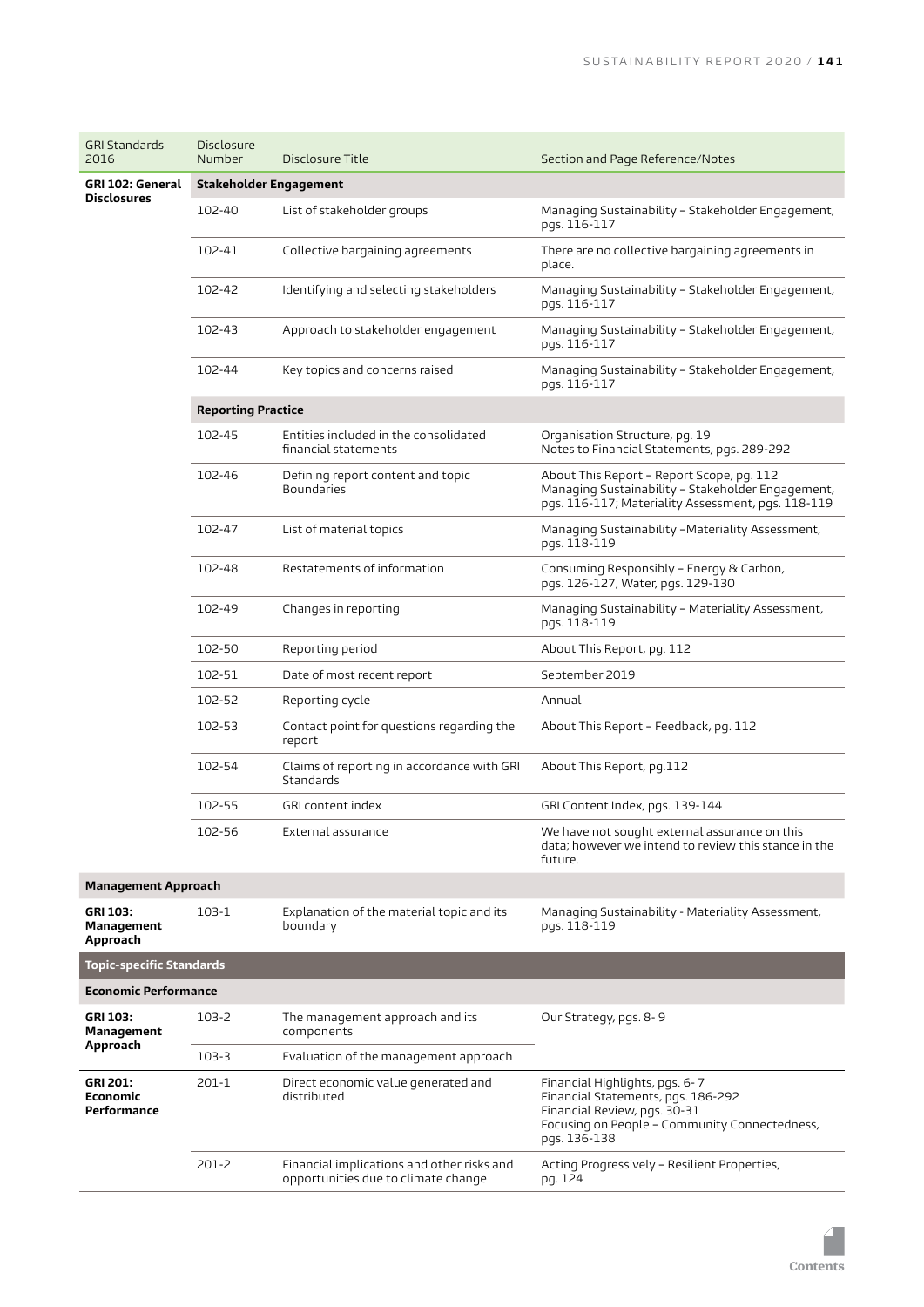| GRI Standards 2016 | Disclosure Number | Disclosure Title | Section and Page Reference/Notes |
|---|---|---|---|
| **GRI 102: General Disclosures** | **Stakeholder Engagement** | | |
| | 102-40 | List of stakeholder groups | Managing Sustainability – Stakeholder Engagement, pgs. 116-117 |
| | 102-41 | Collective bargaining agreements | There are no collective bargaining agreements in place. |
| | 102-42 | Identifying and selecting stakeholders | Managing Sustainability – Stakeholder Engagement, pgs. 116-117 |
| | 102-43 | Approach to stakeholder engagement | Managing Sustainability – Stakeholder Engagement, pgs. 116-117 |
| | 102-44 | Key topics and concerns raised | Managing Sustainability – Stakeholder Engagement, pgs. 116-117 |
| | **Reporting Practice** | | |
| | 102-45 | Entities included in the consolidated financial statements | Organisation Structure, pg. 19<br>Notes to Financial Statements, pgs. 289-292 |
| | 102-46 | Defining report content and topic Boundaries | About This Report – Report Scope, pg. 112<br>Managing Sustainability – Stakeholder Engagement, pgs. 116-117; Materiality Assessment, pgs. 118-119 |
| | 102-47 | List of material topics | Managing Sustainability –Materiality Assessment, pgs. 118-119 |
| | 102-48 | Restatements of information | Consuming Responsibly – Energy & Carbon, pgs. 126-127, Water, pgs. 129-130 |
| | 102-49 | Changes in reporting | Managing Sustainability – Materiality Assessment, pgs. 118-119 |
| | 102-50 | Reporting period | About This Report, pg. 112 |
| | 102-51 | Date of most recent report | September 2019 |
| | 102-52 | Reporting cycle | Annual |
| | 102-53 | Contact point for questions regarding the report | About This Report – Feedback, pg. 112 |
| | 102-54 | Claims of reporting in accordance with GRI Standards | About This Report, pg.112 |
| | 102-55 | GRI content index | GRI Content Index, pgs. 139-144 |
| | 102-56 | External assurance | We have not sought external assurance on this data; however we intend to review this stance in the future. |
| **Management Approach** | | | |
| **GRI 103: Management Approach** | 103-1 | Explanation of the material topic and its boundary | Managing Sustainability - Materiality Assessment, pgs. 118-119 |
| **Topic-specific Standards** | | | |
| **Economic Performance** | | | |
| **GRI 103: Management Approach** | 103-2 | The management approach and its components | Our Strategy, pgs. 8- 9 |
| | 103-3 | Evaluation of the management approach | |
| **GRI 201: Economic Performance** | 201-1 | Direct economic value generated and distributed | Financial Highlights, pgs. 6- 7<br>Financial Statements, pgs. 186-292<br>Financial Review, pgs. 30-31<br>Focusing on People – Community Connectedness, pgs. 136-138 |
| | 201-2 | Financial implications and other risks and opportunities due to climate change | Acting Progressively – Resilient Properties, pg. 124 |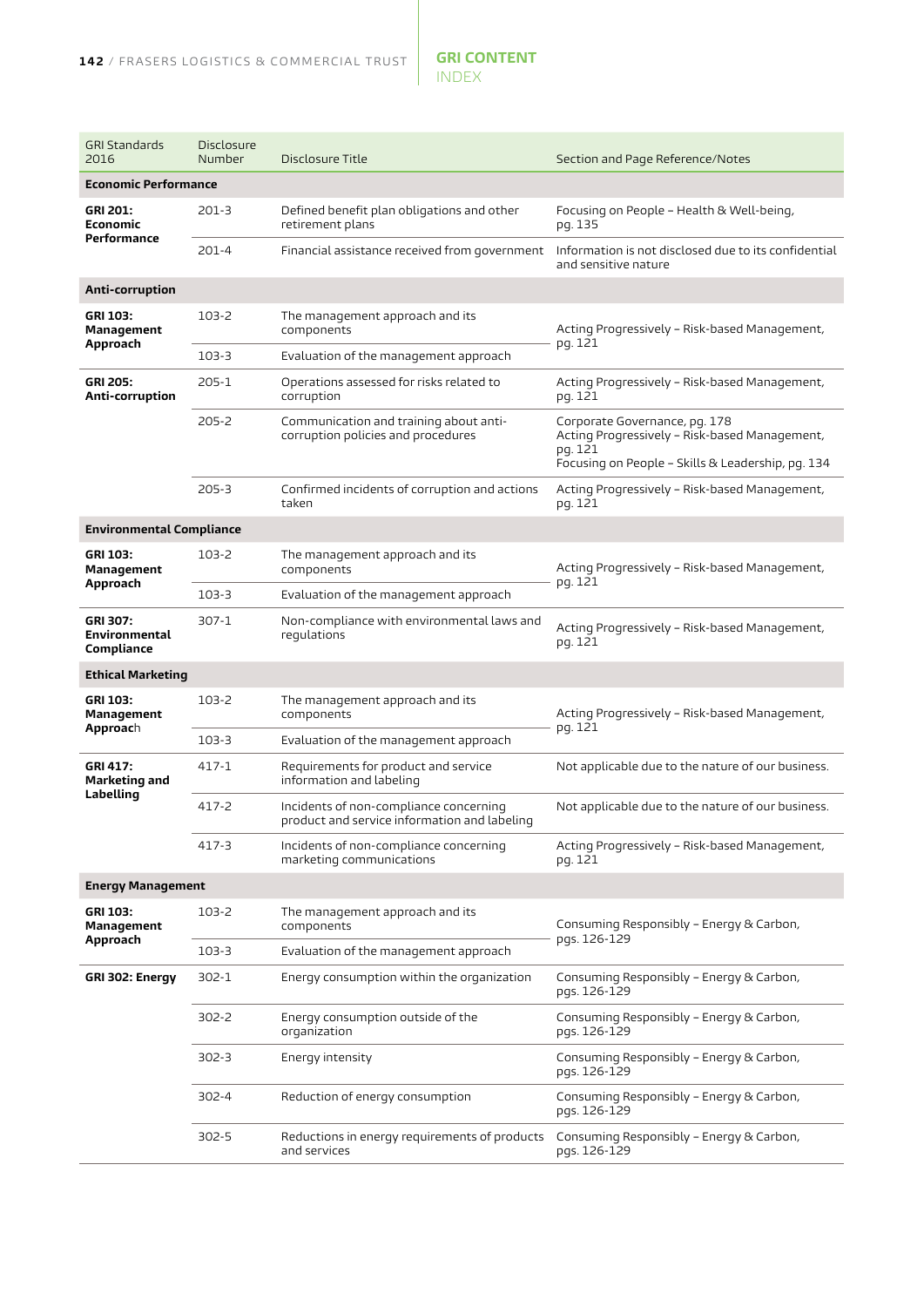## GRI CONTENT INDEX

| GRI Standards 2016 | Disclosure Number | Disclosure Title | Section and Page Reference/Notes |
|---|---|---|---|
| **Economic Performance** | | | |
| **GRI 201: Economic Performance** | 201-3 | Defined benefit plan obligations and other retirement plans | Focusing on People – Health & Well-being, pg. 135 |
| | 201-4 | Financial assistance received from government | Information is not disclosed due to its confidential and sensitive nature |
| **Anti-corruption** | | | |
| **GRI 103: Management Approach** | 103-2 | The management approach and its components | Acting Progressively – Risk-based Management, pg. 121 |
| | 103-3 | Evaluation of the management approach | |
| **GRI 205: Anti-corruption** | 205-1 | Operations assessed for risks related to corruption | Acting Progressively – Risk-based Management, pg. 121 |
| | 205-2 | Communication and training about anti-corruption policies and procedures | Corporate Governance, pg. 178<br>Acting Progressively – Risk-based Management, pg. 121<br>Focusing on People – Skills & Leadership, pg. 134 |
| | 205-3 | Confirmed incidents of corruption and actions taken | Acting Progressively – Risk-based Management, pg. 121 |
| **Environmental Compliance** | | | |
| **GRI 103: Management Approach** | 103-2 | The management approach and its components | Acting Progressively – Risk-based Management, pg. 121 |
| | 103-3 | Evaluation of the management approach | |
| **GRI 307: Environmental Compliance** | 307-1 | Non-compliance with environmental laws and regulations | Acting Progressively – Risk-based Management, pg. 121 |
| **Ethical Marketing** | | | |
| **GRI 103: Management Approach** | 103-2 | The management approach and its components | Acting Progressively – Risk-based Management, pg. 121 |
| | 103-3 | Evaluation of the management approach | |
| **GRI 417: Marketing and Labelling** | 417-1 | Requirements for product and service information and labeling | Not applicable due to the nature of our business. |
| | 417-2 | Incidents of non-compliance concerning product and service information and labeling | Not applicable due to the nature of our business. |
| | 417-3 | Incidents of non-compliance concerning marketing communications | Acting Progressively – Risk-based Management, pg. 121 |
| **Energy Management** | | | |
| **GRI 103: Management Approach** | 103-2 | The management approach and its components | Consuming Responsibly – Energy & Carbon, pgs. 126-129 |
| | 103-3 | Evaluation of the management approach | |
| **GRI 302: Energy** | 302-1 | Energy consumption within the organization | Consuming Responsibly – Energy & Carbon, pgs. 126-129 |
| | 302-2 | Energy consumption outside of the organization | Consuming Responsibly – Energy & Carbon, pgs. 126-129 |
| | 302-3 | Energy intensity | Consuming Responsibly – Energy & Carbon, pgs. 126-129 |
| | 302-4 | Reduction of energy consumption | Consuming Responsibly – Energy & Carbon, pgs. 126-129 |
| | 302-5 | Reductions in energy requirements of products and services | Consuming Responsibly – Energy & Carbon, pgs. 126-129 |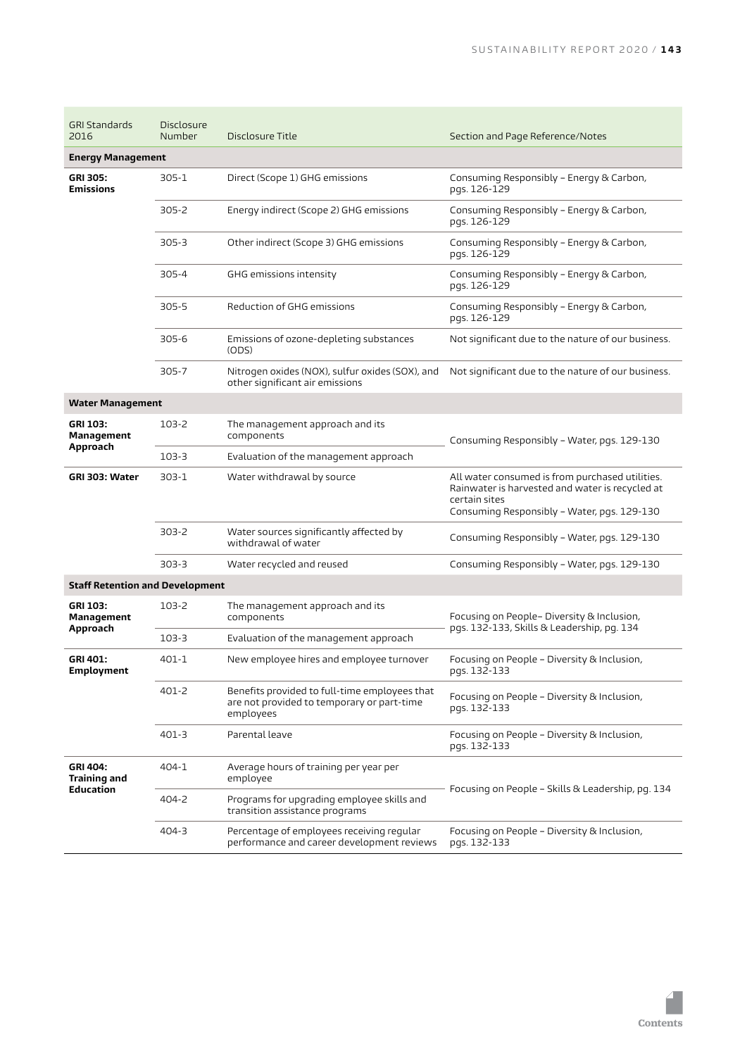| GRI Standards 2016 | Disclosure Number | Disclosure Title | Section and Page Reference/Notes |
|---|---|---|---|
| **Energy Management** | | | |
| **GRI 305: Emissions** | 305-1 | Direct (Scope 1) GHG emissions | Consuming Responsibly – Energy & Carbon, pgs. 126-129 |
| | 305-2 | Energy indirect (Scope 2) GHG emissions | Consuming Responsibly – Energy & Carbon, pgs. 126-129 |
| | 305-3 | Other indirect (Scope 3) GHG emissions | Consuming Responsibly – Energy & Carbon, pgs. 126-129 |
| | 305-4 | GHG emissions intensity | Consuming Responsibly – Energy & Carbon, pgs. 126-129 |
| | 305-5 | Reduction of GHG emissions | Consuming Responsibly – Energy & Carbon, pgs. 126-129 |
| | 305-6 | Emissions of ozone-depleting substances (ODS) | Not significant due to the nature of our business. |
| | 305-7 | Nitrogen oxides (NOX), sulfur oxides (SOX), and other significant air emissions | Not significant due to the nature of our business. |
| **Water Management** | | | |
| **GRI 103: Management Approach** | 103-2 | The management approach and its components | Consuming Responsibly – Water, pgs. 129-130 |
| | 103-3 | Evaluation of the management approach | |
| **GRI 303: Water** | 303-1 | Water withdrawal by source | All water consumed is from purchased utilities. Rainwater is harvested and water is recycled at certain sites<br>Consuming Responsibly – Water, pgs. 129-130 |
| | 303-2 | Water sources significantly affected by withdrawal of water | Consuming Responsibly – Water, pgs. 129-130 |
| | 303-3 | Water recycled and reused | Consuming Responsibly – Water, pgs. 129-130 |
| **Staff Retention and Development** | | | |
| **GRI 103: Management Approach** | 103-2 | The management approach and its components | Focusing on People– Diversity & Inclusion, pgs. 132-133, Skills & Leadership, pg. 134 |
| | 103-3 | Evaluation of the management approach | |
| **GRI 401: Employment** | 401-1 | New employee hires and employee turnover | Focusing on People – Diversity & Inclusion, pgs. 132-133 |
| | 401-2 | Benefits provided to full-time employees that are not provided to temporary or part-time employees | Focusing on People – Diversity & Inclusion, pgs. 132-133 |
| | 401-3 | Parental leave | Focusing on People – Diversity & Inclusion, pgs. 132-133 |
| **GRI 404: Training and Education** | 404-1 | Average hours of training per year per employee | Focusing on People – Skills & Leadership, pg. 134 |
| | 404-2 | Programs for upgrading employee skills and transition assistance programs | |
| | 404-3 | Percentage of employees receiving regular performance and career development reviews | Focusing on People – Diversity & Inclusion, pgs. 132-133 |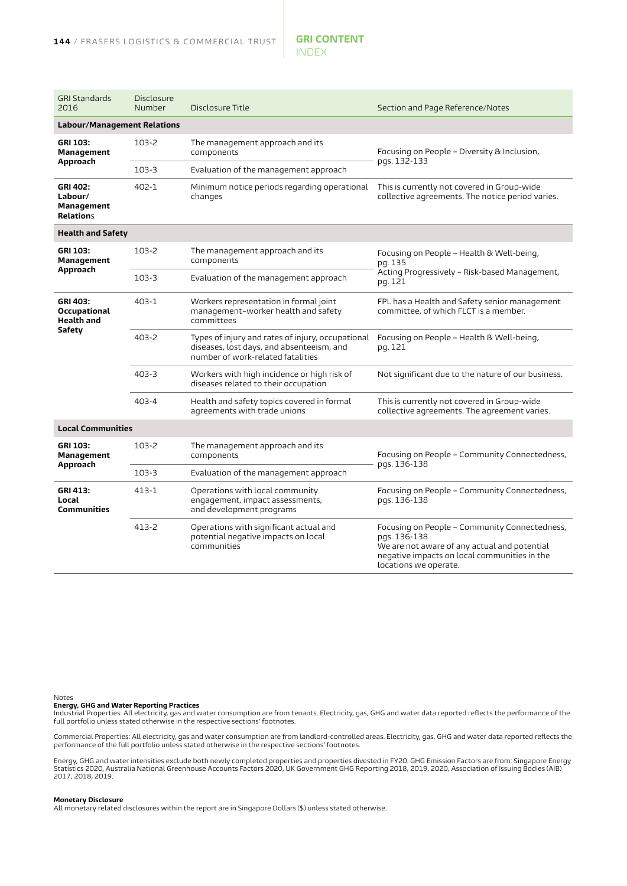| GRI Standards 2016 | Disclosure Number | Disclosure Title | Section and Page Reference/Notes |
|---|---|---|---|
| **Labour/Management Relations** | | | |
| **GRI 103: Management Approach** | 103-2 | The management approach and its components | Focusing on People – Diversity & Inclusion, pgs. 132-133 |
| | 103-3 | Evaluation of the management approach | |
| **GRI 402: Labour/ Management Relations** | 402-1 | Minimum notice periods regarding operational changes | This is currently not covered in Group-wide collective agreements. The notice period varies. |
| **Health and Safety** | | | |
| **GRI 103: Management Approach** | 103-2 | The management approach and its components | Focusing on People – Health & Well-being, pg. 135<br>Acting Progressively – Risk-based Management, pg. 121 |
| | 103-3 | Evaluation of the management approach | |
| **GRI 403: Occupational Health and Safety** | 403-1 | Workers representation in formal joint management–worker health and safety committees | FPL has a Health and Safety senior management committee, of which FLCT is a member. |
| | 403-2 | Types of injury and rates of injury, occupational diseases, lost days, and absenteeism, and number of work-related fatalities | Focusing on People – Health & Well-being, pg. 121 |
| | 403-3 | Workers with high incidence or high risk of diseases related to their occupation | Not significant due to the nature of our business. |
| | 403-4 | Health and safety topics covered in formal agreements with trade unions | This is currently not covered in Group-wide collective agreements. The agreement varies. |
| **Local Communities** | | | |
| **GRI 103: Management Approach** | 103-2 | The management approach and its components | Focusing on People – Community Connectedness, pgs. 136-138 |
| | 103-3 | Evaluation of the management approach | |
| **GRI 413: Local Communities** | 413-1 | Operations with local community engagement, impact assessments, and development programs | Focusing on People – Community Connectedness, pgs. 136-138 |
| | 413-2 | Operations with significant actual and potential negative impacts on local communities | Focusing on People – Community Connectedness, pgs. 136-138<br>We are not aware of any actual and potential negative impacts on local communities in the locations we operate. |

Notes

**Energy, GHG and Water Reporting Practices**

Industrial Properties: All electricity, gas and water consumption are from tenants. Electricity, gas, GHG and water data reported reflects the performance of the full portfolio unless stated otherwise in the respective sections' footnotes.

Commercial Properties: All electricity, gas and water consumption are from landlord-controlled areas. Electricity, gas, GHG and water data reported reflects the performance of the full portfolio unless stated otherwise in the respective sections' footnotes.

Energy, GHG and water intensities exclude both newly completed properties and properties divested in FY20. GHG Emission Factors are from: Singapore Energy Statistics 2020, Australia National Greenhouse Accounts Factors 2020, UK Government GHG Reporting 2018, 2019, 2020, Association of Issuing Bodies (AIB) 2017, 2018, 2019.

**Monetary Disclosure**

All monetary related disclosures within the report are in Singapore Dollars ($) unless stated otherwise.